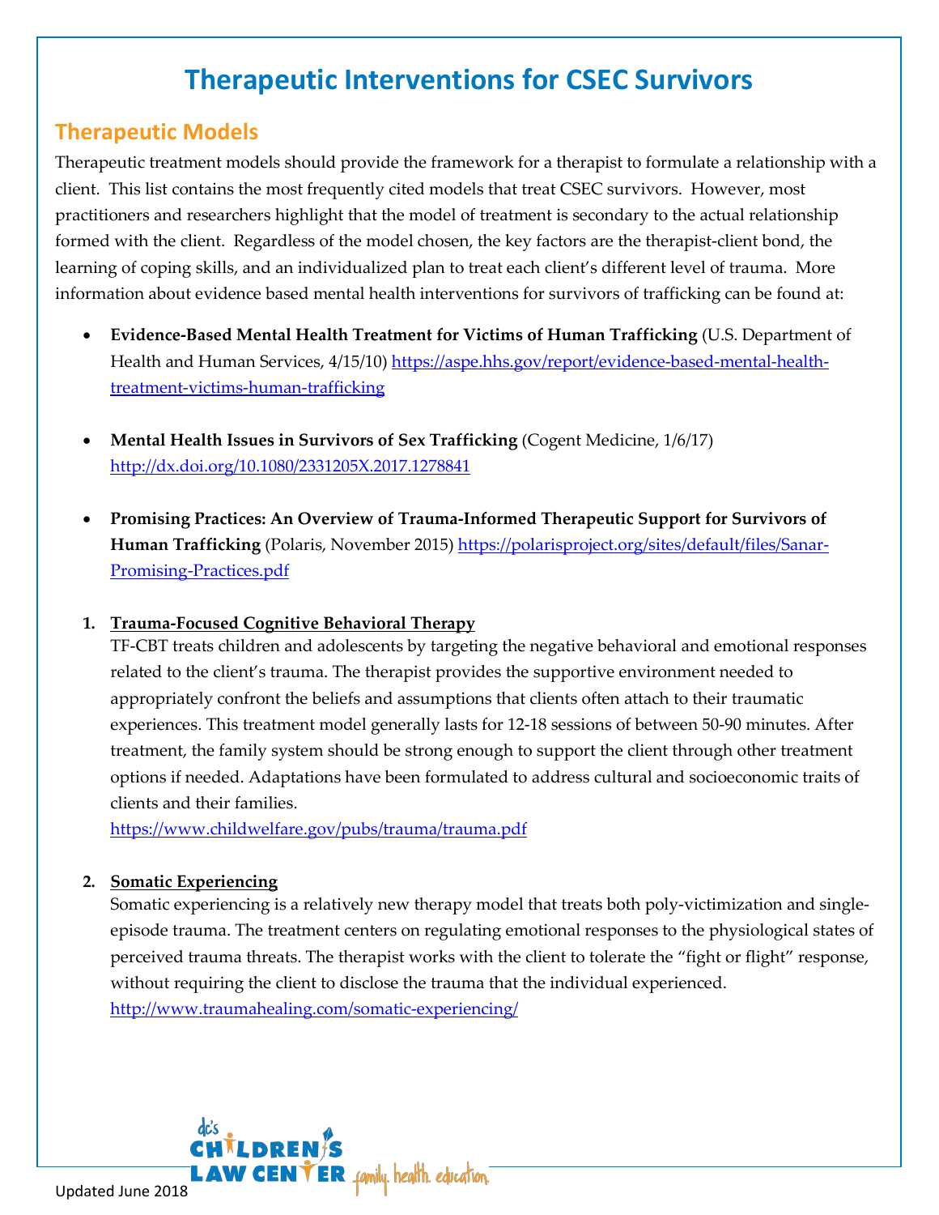# Therapeutic Interventions for CSEC Survivors

## Therapeutic Models

Therapeutic treatment models should provide the framework for a therapist to formulate a relationship with a client. This list contains the most frequently cited models that treat CSEC survivors. However, most practitioners and researchers highlight that the model of treatment is secondary to the actual relationship formed with the client. Regardless of the model chosen, the key factors are the therapist-client bond, the learning of coping skills, and an individualized plan to treat each client's different level of trauma. More information about evidence based mental health interventions for survivors of trafficking can be found at:

- **Evidence-Based Mental Health Treatment for Victims of Human Trafficking** (U.S. Department of Health and Human Services, 4/15/10) https://aspe.hhs.gov/report/evidence-based-mental-health-treatment-victims-human-trafficking

- **Mental Health Issues in Survivors of Sex Trafficking** (Cogent Medicine, 1/6/17) http://dx.doi.org/10.1080/2331205X.2017.1278841

- **Promising Practices: An Overview of Trauma-Informed Therapeutic Support for Survivors of Human Trafficking** (Polaris, November 2015) https://polarisproject.org/sites/default/files/Sanar-Promising-Practices.pdf

1. **Trauma-Focused Cognitive Behavioral Therapy**
   TF-CBT treats children and adolescents by targeting the negative behavioral and emotional responses related to the client's trauma. The therapist provides the supportive environment needed to appropriately confront the beliefs and assumptions that clients often attach to their traumatic experiences. This treatment model generally lasts for 12-18 sessions of between 50-90 minutes. After treatment, the family system should be strong enough to support the client through other treatment options if needed. Adaptations have been formulated to address cultural and socioeconomic traits of clients and their families.
   https://www.childwelfare.gov/pubs/trauma/trauma.pdf

2. **Somatic Experiencing**
   Somatic experiencing is a relatively new therapy model that treats both poly-victimization and single-episode trauma. The treatment centers on regulating emotional responses to the physiological states of perceived trauma threats. The therapist works with the client to tolerate the "fight or flight" response, without requiring the client to disclose the trauma that the individual experienced.
   http://www.traumahealing.com/somatic-experiencing/

Updated June 2018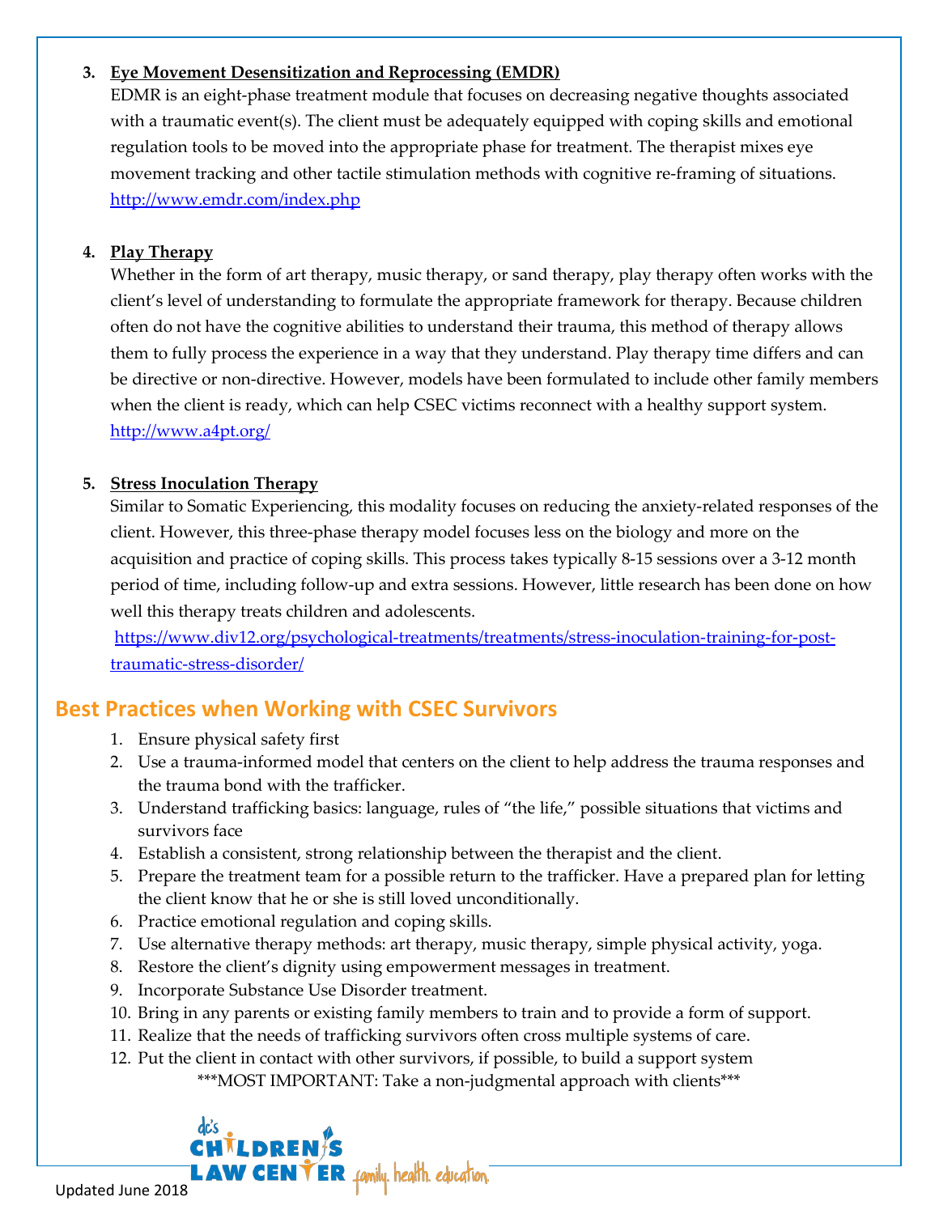3. **Eye Movement Desensitization and Reprocessing (EMDR)**
   EDMR is an eight-phase treatment module that focuses on decreasing negative thoughts associated with a traumatic event(s). The client must be adequately equipped with coping skills and emotional regulation tools to be moved into the appropriate phase for treatment. The therapist mixes eye movement tracking and other tactile stimulation methods with cognitive re-framing of situations.
   http://www.emdr.com/index.php

4. **Play Therapy**
   Whether in the form of art therapy, music therapy, or sand therapy, play therapy often works with the client's level of understanding to formulate the appropriate framework for therapy. Because children often do not have the cognitive abilities to understand their trauma, this method of therapy allows them to fully process the experience in a way that they understand. Play therapy time differs and can be directive or non-directive. However, models have been formulated to include other family members when the client is ready, which can help CSEC victims reconnect with a healthy support system.
   http://www.a4pt.org/

5. **Stress Inoculation Therapy**
   Similar to Somatic Experiencing, this modality focuses on reducing the anxiety-related responses of the client. However, this three-phase therapy model focuses less on the biology and more on the acquisition and practice of coping skills. This process takes typically 8-15 sessions over a 3-12 month period of time, including follow-up and extra sessions. However, little research has been done on how well this therapy treats children and adolescents.
   https://www.div12.org/psychological-treatments/treatments/stress-inoculation-training-for-post-traumatic-stress-disorder/

## Best Practices when Working with CSEC Survivors

1. Ensure physical safety first
2. Use a trauma-informed model that centers on the client to help address the trauma responses and the trauma bond with the trafficker.
3. Understand trafficking basics: language, rules of "the life," possible situations that victims and survivors face
4. Establish a consistent, strong relationship between the therapist and the client.
5. Prepare the treatment team for a possible return to the trafficker. Have a prepared plan for letting the client know that he or she is still loved unconditionally.
6. Practice emotional regulation and coping skills.
7. Use alternative therapy methods: art therapy, music therapy, simple physical activity, yoga.
8. Restore the client's dignity using empowerment messages in treatment.
9. Incorporate Substance Use Disorder treatment.
10. Bring in any parents or existing family members to train and to provide a form of support.
11. Realize that the needs of trafficking survivors often cross multiple systems of care.
12. Put the client in contact with other survivors, if possible, to build a support system

***MOST IMPORTANT: Take a non-judgmental approach with clients***

dc's Children's Law Center family. health. education.

Updated June 2018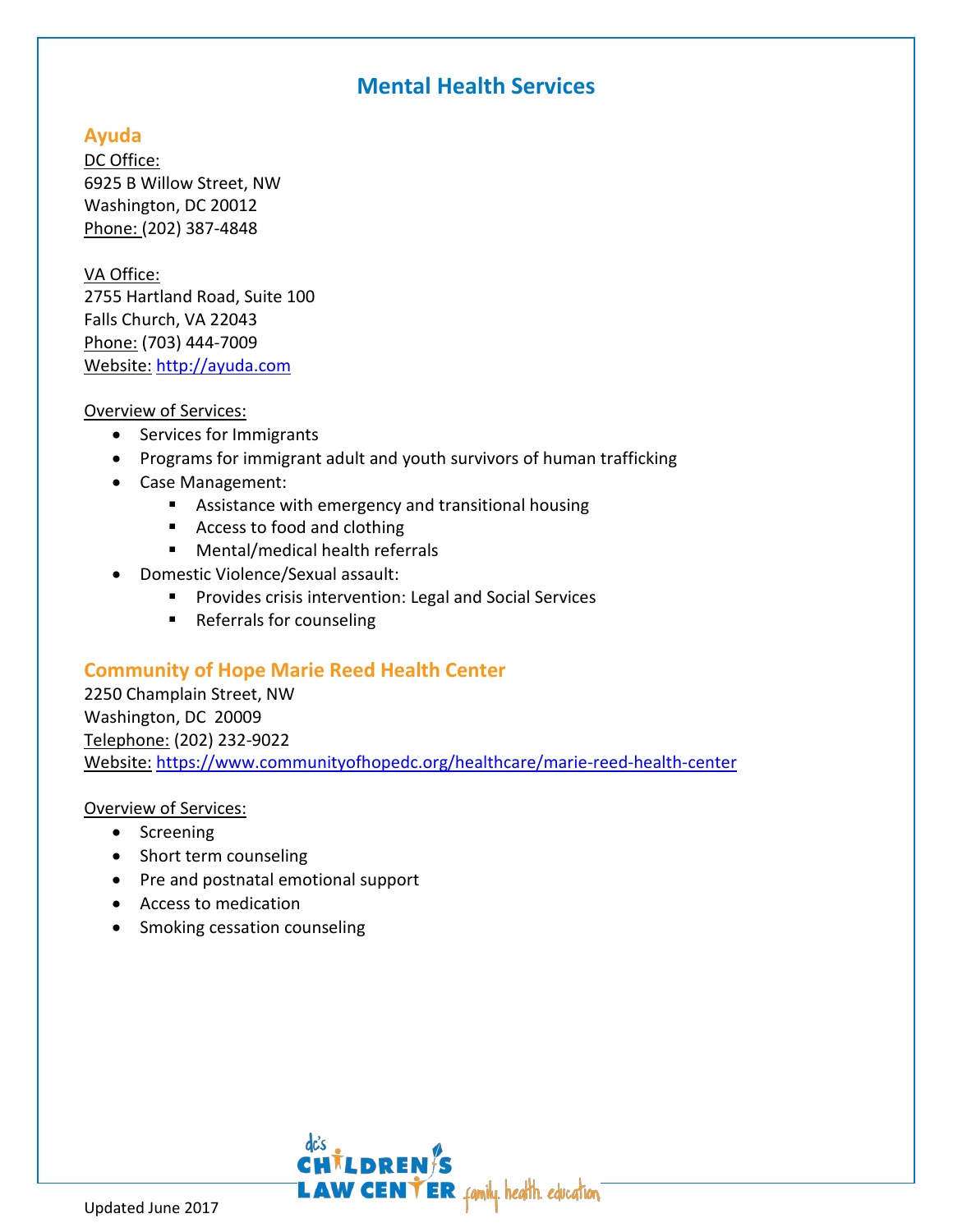# Mental Health Services

## Ayuda

DC Office:
6925 B Willow Street, NW
Washington, DC 20012
Phone: (202) 387-4848

VA Office:
2755 Hartland Road, Suite 100
Falls Church, VA 22043
Phone: (703) 444-7009
Website: http://ayuda.com

Overview of Services:

- Services for Immigrants
- Programs for immigrant adult and youth survivors of human trafficking
- Case Management:
  - Assistance with emergency and transitional housing
  - Access to food and clothing
  - Mental/medical health referrals
- Domestic Violence/Sexual assault:
  - Provides crisis intervention: Legal and Social Services
  - Referrals for counseling

## Community of Hope Marie Reed Health Center

2250 Champlain Street, NW
Washington, DC 20009
Telephone: (202) 232-9022
Website: https://www.communityofhopedc.org/healthcare/marie-reed-health-center

Overview of Services:

- Screening
- Short term counseling
- Pre and postnatal emotional support
- Access to medication
- Smoking cessation counseling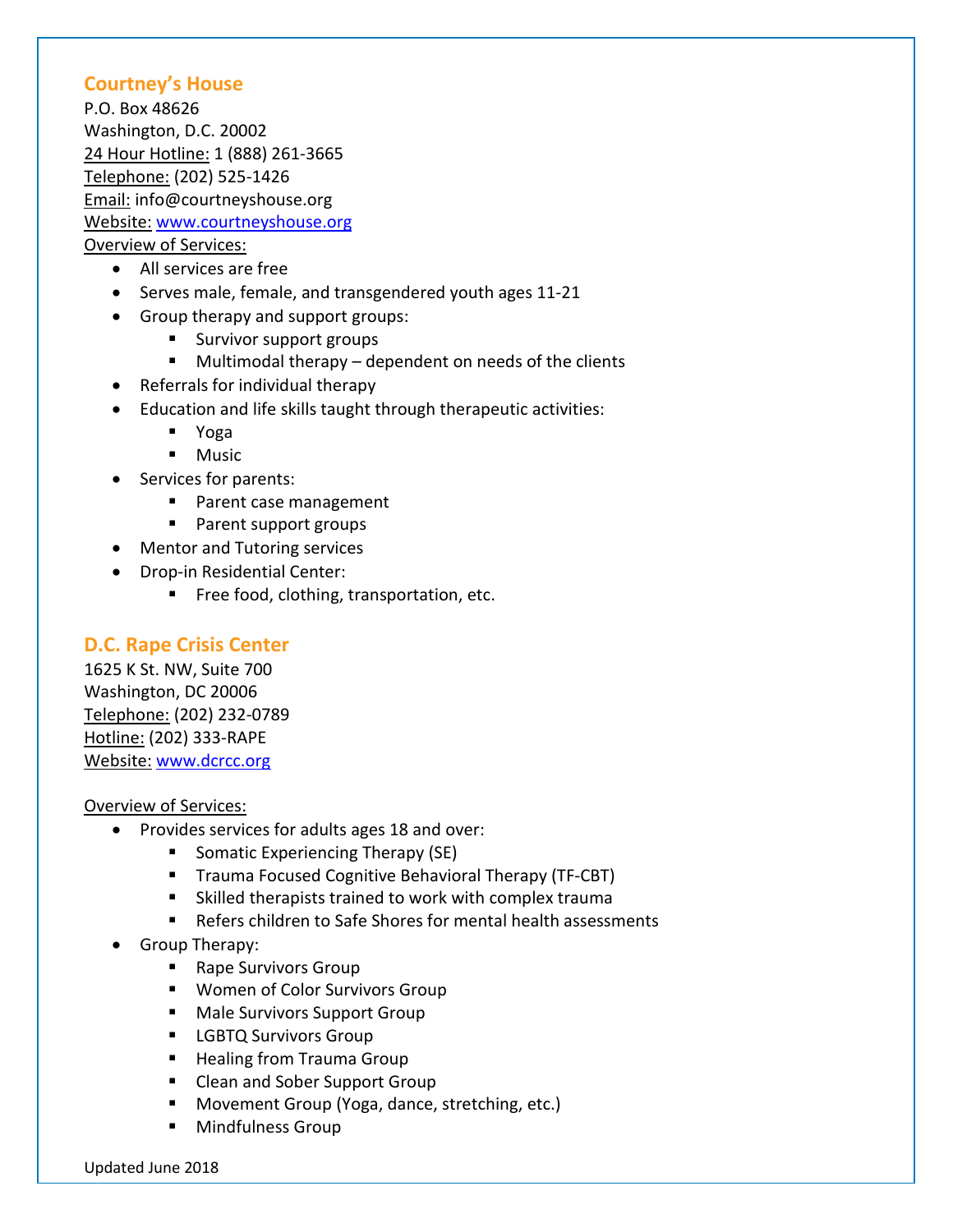## Courtney's House

P.O. Box 48626
Washington, D.C. 20002
24 Hour Hotline: 1 (888) 261-3665
Telephone: (202) 525-1426
Email: info@courtneyshouse.org
Website: [www.courtneyshouse.org](http://www.courtneyshouse.org)
Overview of Services:

- All services are free
- Serves male, female, and transgendered youth ages 11-21
- Group therapy and support groups:
  - Survivor support groups
  - Multimodal therapy – dependent on needs of the clients
- Referrals for individual therapy
- Education and life skills taught through therapeutic activities:
  - Yoga
  - Music
- Services for parents:
  - Parent case management
  - Parent support groups
- Mentor and Tutoring services
- Drop-in Residential Center:
  - Free food, clothing, transportation, etc.

## D.C. Rape Crisis Center

1625 K St. NW, Suite 700
Washington, DC 20006
Telephone: (202) 232-0789
Hotline: (202) 333-RAPE
Website: [www.dcrcc.org](http://www.dcrcc.org)

Overview of Services:

- Provides services for adults ages 18 and over:
  - Somatic Experiencing Therapy (SE)
  - Trauma Focused Cognitive Behavioral Therapy (TF-CBT)
  - Skilled therapists trained to work with complex trauma
  - Refers children to Safe Shores for mental health assessments
- Group Therapy:
  - Rape Survivors Group
  - Women of Color Survivors Group
  - Male Survivors Support Group
  - LGBTQ Survivors Group
  - Healing from Trauma Group
  - Clean and Sober Support Group
  - Movement Group (Yoga, dance, stretching, etc.)
  - Mindfulness Group

Updated June 2018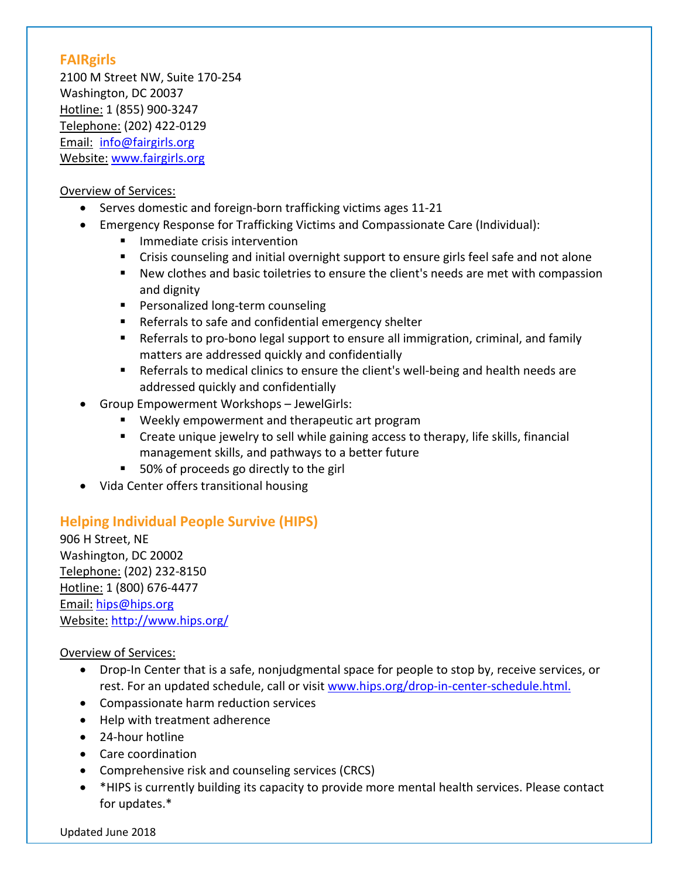## FAIRgirls

2100 M Street NW, Suite 170-254
Washington, DC 20037
Hotline: 1 (855) 900-3247
Telephone: (202) 422-0129
Email: info@fairgirls.org
Website: www.fairgirls.org

Overview of Services:

- Serves domestic and foreign-born trafficking victims ages 11-21
- Emergency Response for Trafficking Victims and Compassionate Care (Individual):
  - Immediate crisis intervention
  - Crisis counseling and initial overnight support to ensure girls feel safe and not alone
  - New clothes and basic toiletries to ensure the client's needs are met with compassion and dignity
  - Personalized long-term counseling
  - Referrals to safe and confidential emergency shelter
  - Referrals to pro-bono legal support to ensure all immigration, criminal, and family matters are addressed quickly and confidentially
  - Referrals to medical clinics to ensure the client's well-being and health needs are addressed quickly and confidentially
- Group Empowerment Workshops – JewelGirls:
  - Weekly empowerment and therapeutic art program
  - Create unique jewelry to sell while gaining access to therapy, life skills, financial management skills, and pathways to a better future
  - 50% of proceeds go directly to the girl
- Vida Center offers transitional housing

## Helping Individual People Survive (HIPS)

906 H Street, NE
Washington, DC 20002
Telephone: (202) 232-8150
Hotline: 1 (800) 676-4477
Email: hips@hips.org
Website: http://www.hips.org/

Overview of Services:

- Drop-In Center that is a safe, nonjudgmental space for people to stop by, receive services, or rest. For an updated schedule, call or visit www.hips.org/drop-in-center-schedule.html.
- Compassionate harm reduction services
- Help with treatment adherence
- 24-hour hotline
- Care coordination
- Comprehensive risk and counseling services (CRCS)
- *HIPS is currently building its capacity to provide more mental health services. Please contact for updates.*

Updated June 2018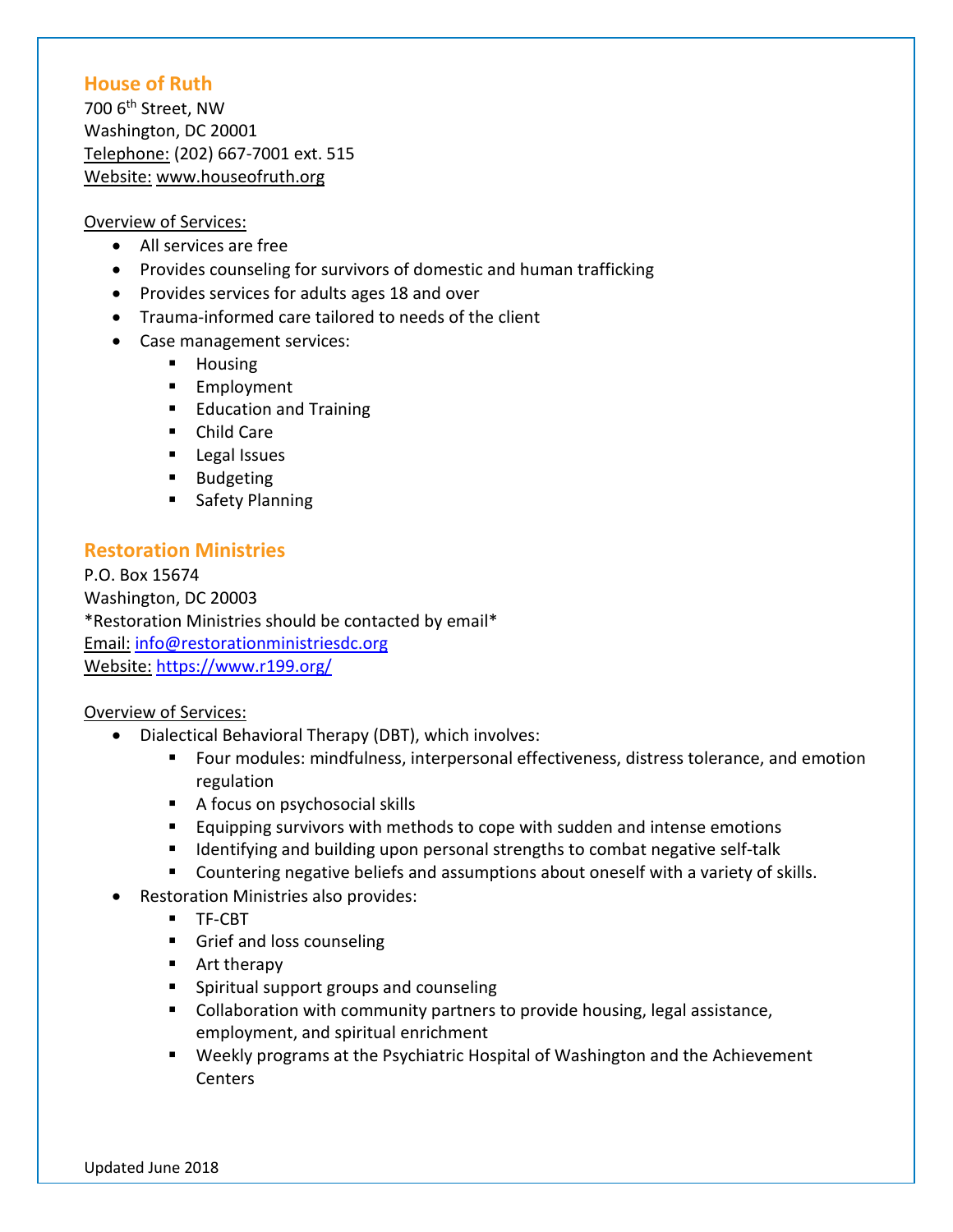## House of Ruth

700 6th Street, NW
Washington, DC 20001
Telephone: (202) 667-7001 ext. 515
Website: www.houseofruth.org

Overview of Services:

- All services are free
- Provides counseling for survivors of domestic and human trafficking
- Provides services for adults ages 18 and over
- Trauma-informed care tailored to needs of the client
- Case management services:
  - Housing
  - Employment
  - Education and Training
  - Child Care
  - Legal Issues
  - Budgeting
  - Safety Planning

## Restoration Ministries

P.O. Box 15674
Washington, DC 20003
*Restoration Ministries should be contacted by email*
Email: info@restorationministriesdc.org
Website: https://www.r199.org/

Overview of Services:

- Dialectical Behavioral Therapy (DBT), which involves:
  - Four modules: mindfulness, interpersonal effectiveness, distress tolerance, and emotion regulation
  - A focus on psychosocial skills
  - Equipping survivors with methods to cope with sudden and intense emotions
  - Identifying and building upon personal strengths to combat negative self-talk
  - Countering negative beliefs and assumptions about oneself with a variety of skills.
- Restoration Ministries also provides:
  - TF-CBT
  - Grief and loss counseling
  - Art therapy
  - Spiritual support groups and counseling
  - Collaboration with community partners to provide housing, legal assistance, employment, and spiritual enrichment
  - Weekly programs at the Psychiatric Hospital of Washington and the Achievement Centers

Updated June 2018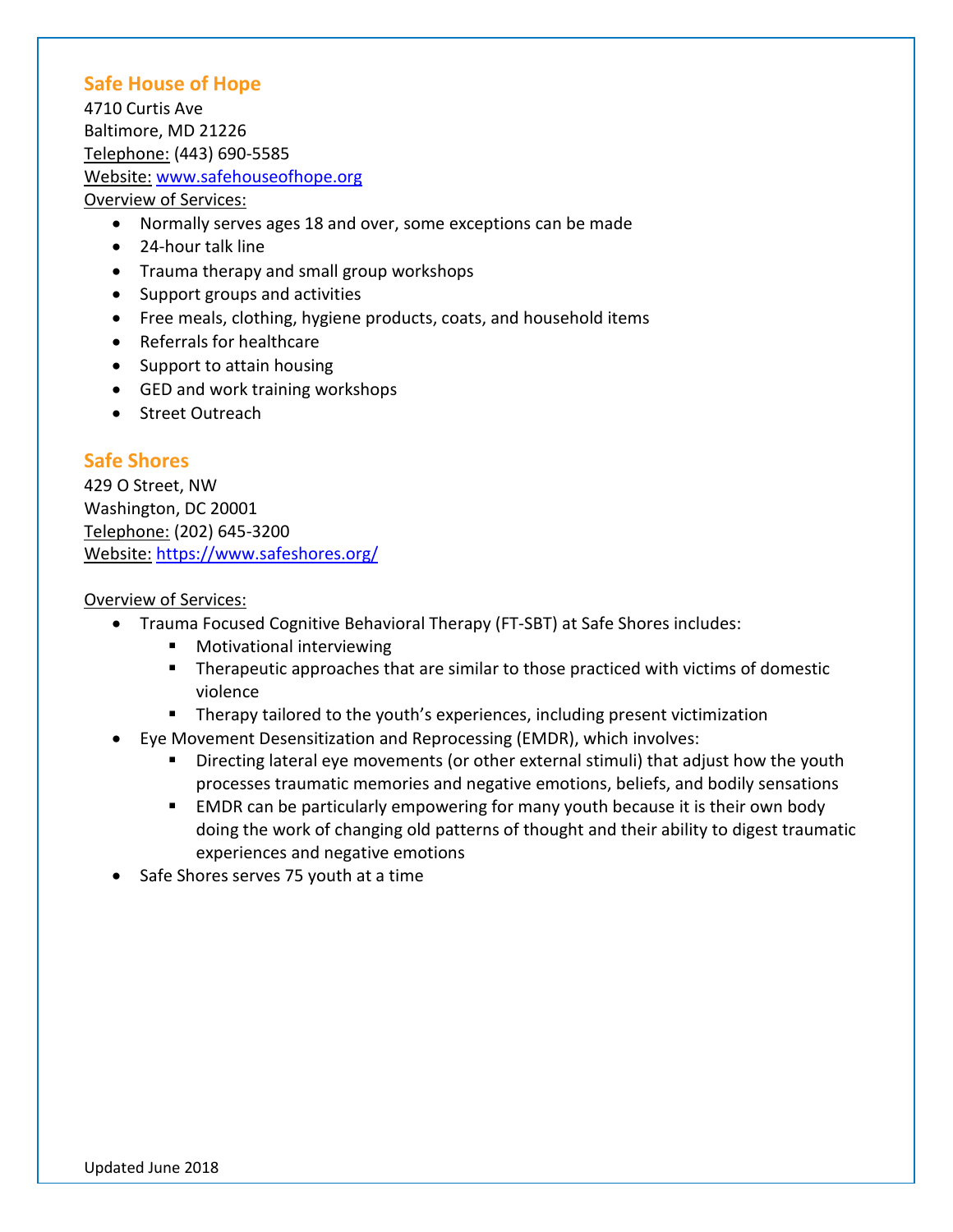## Safe House of Hope

4710 Curtis Ave
Baltimore, MD 21226
Telephone: (443) 690-5585
Website: www.safehouseofhope.org
Overview of Services:

- Normally serves ages 18 and over, some exceptions can be made
- 24-hour talk line
- Trauma therapy and small group workshops
- Support groups and activities
- Free meals, clothing, hygiene products, coats, and household items
- Referrals for healthcare
- Support to attain housing
- GED and work training workshops
- Street Outreach

## Safe Shores

429 O Street, NW
Washington, DC 20001
Telephone: (202) 645-3200
Website: https://www.safeshores.org/

Overview of Services:

- Trauma Focused Cognitive Behavioral Therapy (FT-SBT) at Safe Shores includes:
  - Motivational interviewing
  - Therapeutic approaches that are similar to those practiced with victims of domestic violence
  - Therapy tailored to the youth's experiences, including present victimization
- Eye Movement Desensitization and Reprocessing (EMDR), which involves:
  - Directing lateral eye movements (or other external stimuli) that adjust how the youth processes traumatic memories and negative emotions, beliefs, and bodily sensations
  - EMDR can be particularly empowering for many youth because it is their own body doing the work of changing old patterns of thought and their ability to digest traumatic experiences and negative emotions
- Safe Shores serves 75 youth at a time

Updated June 2018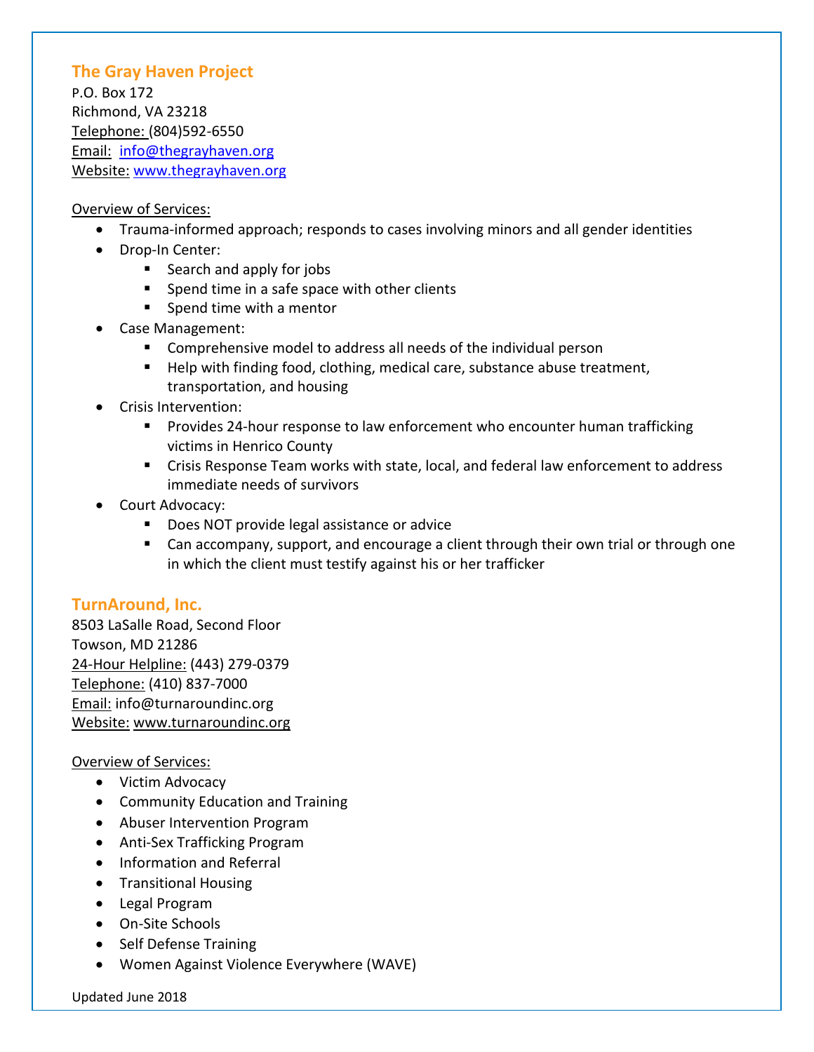## The Gray Haven Project

P.O. Box 172
Richmond, VA 23218
Telephone: (804)592-6550
Email: info@thegrayhaven.org
Website: www.thegrayhaven.org

Overview of Services:

- Trauma-informed approach; responds to cases involving minors and all gender identities
- Drop-In Center:
  - Search and apply for jobs
  - Spend time in a safe space with other clients
  - Spend time with a mentor
- Case Management:
  - Comprehensive model to address all needs of the individual person
  - Help with finding food, clothing, medical care, substance abuse treatment, transportation, and housing
- Crisis Intervention:
  - Provides 24-hour response to law enforcement who encounter human trafficking victims in Henrico County
  - Crisis Response Team works with state, local, and federal law enforcement to address immediate needs of survivors
- Court Advocacy:
  - Does NOT provide legal assistance or advice
  - Can accompany, support, and encourage a client through their own trial or through one in which the client must testify against his or her trafficker

## TurnAround, Inc.

8503 LaSalle Road, Second Floor
Towson, MD 21286
24-Hour Helpline: (443) 279-0379
Telephone: (410) 837-7000
Email: info@turnaroundinc.org
Website: www.turnaroundinc.org

Overview of Services:

- Victim Advocacy
- Community Education and Training
- Abuser Intervention Program
- Anti-Sex Trafficking Program
- Information and Referral
- Transitional Housing
- Legal Program
- On-Site Schools
- Self Defense Training
- Women Against Violence Everywhere (WAVE)

Updated June 2018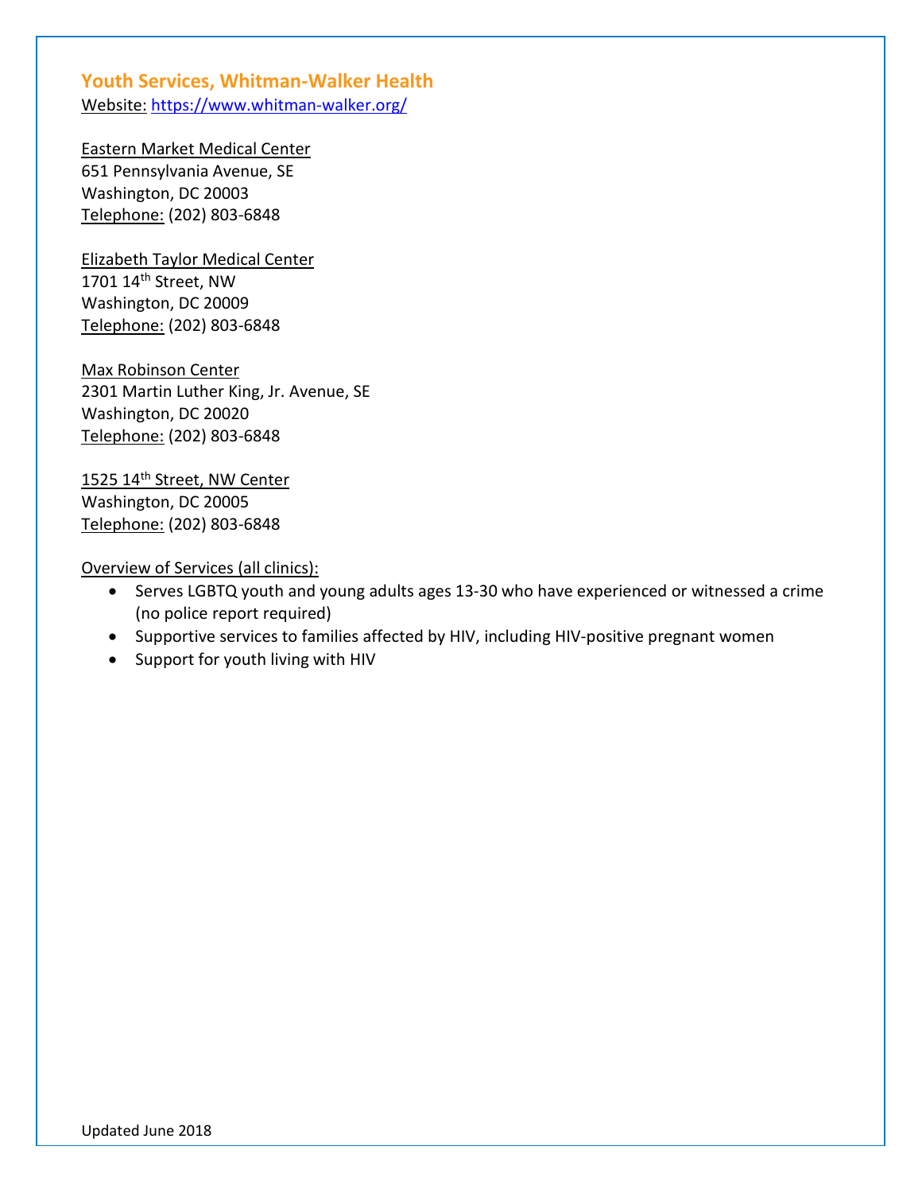## Youth Services, Whitman-Walker Health

Website: https://www.whitman-walker.org/

Eastern Market Medical Center
651 Pennsylvania Avenue, SE
Washington, DC 20003
Telephone: (202) 803-6848

Elizabeth Taylor Medical Center
1701 14th Street, NW
Washington, DC 20009
Telephone: (202) 803-6848

Max Robinson Center
2301 Martin Luther King, Jr. Avenue, SE
Washington, DC 20020
Telephone: (202) 803-6848

1525 14th Street, NW Center
Washington, DC 20005
Telephone: (202) 803-6848

Overview of Services (all clinics):

- Serves LGBTQ youth and young adults ages 13-30 who have experienced or witnessed a crime (no police report required)
- Supportive services to families affected by HIV, including HIV-positive pregnant women
- Support for youth living with HIV

Updated June 2018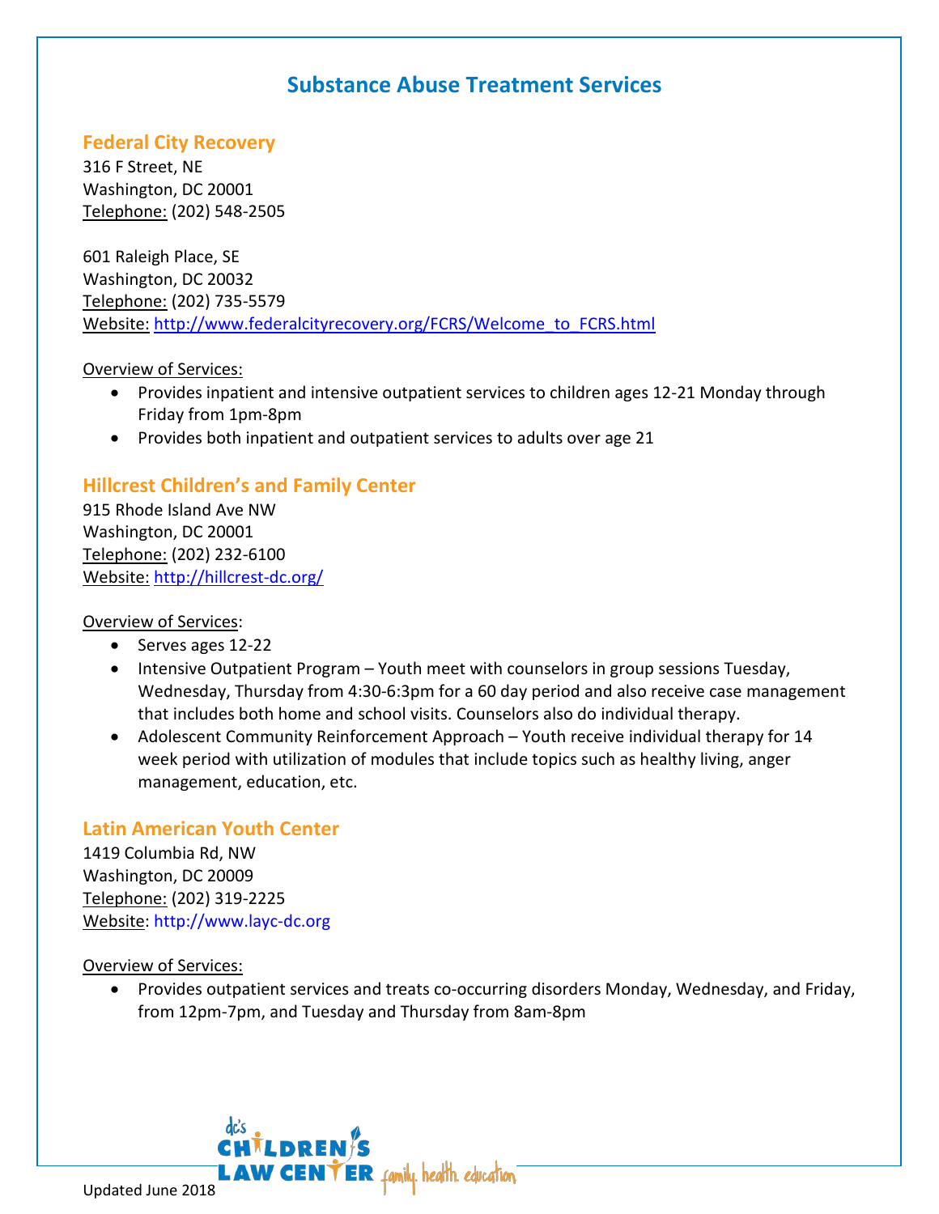# Substance Abuse Treatment Services

## Federal City Recovery

316 F Street, NE
Washington, DC 20001
Telephone: (202) 548-2505

601 Raleigh Place, SE
Washington, DC 20032
Telephone: (202) 735-5579
Website: http://www.federalcityrecovery.org/FCRS/Welcome_to_FCRS.html

Overview of Services:

- Provides inpatient and intensive outpatient services to children ages 12-21 Monday through Friday from 1pm-8pm
- Provides both inpatient and outpatient services to adults over age 21

## Hillcrest Children's and Family Center

915 Rhode Island Ave NW
Washington, DC 20001
Telephone: (202) 232-6100
Website: http://hillcrest-dc.org/

Overview of Services:

- Serves ages 12-22
- Intensive Outpatient Program – Youth meet with counselors in group sessions Tuesday, Wednesday, Thursday from 4:30-6:3pm for a 60 day period and also receive case management that includes both home and school visits. Counselors also do individual therapy.
- Adolescent Community Reinforcement Approach – Youth receive individual therapy for 14 week period with utilization of modules that include topics such as healthy living, anger management, education, etc.

## Latin American Youth Center

1419 Columbia Rd, NW
Washington, DC 20009
Telephone: (202) 319-2225
Website: http://www.layc-dc.org

Overview of Services:

- Provides outpatient services and treats co-occurring disorders Monday, Wednesday, and Friday, from 12pm-7pm, and Tuesday and Thursday from 8am-8pm

Updated June 2018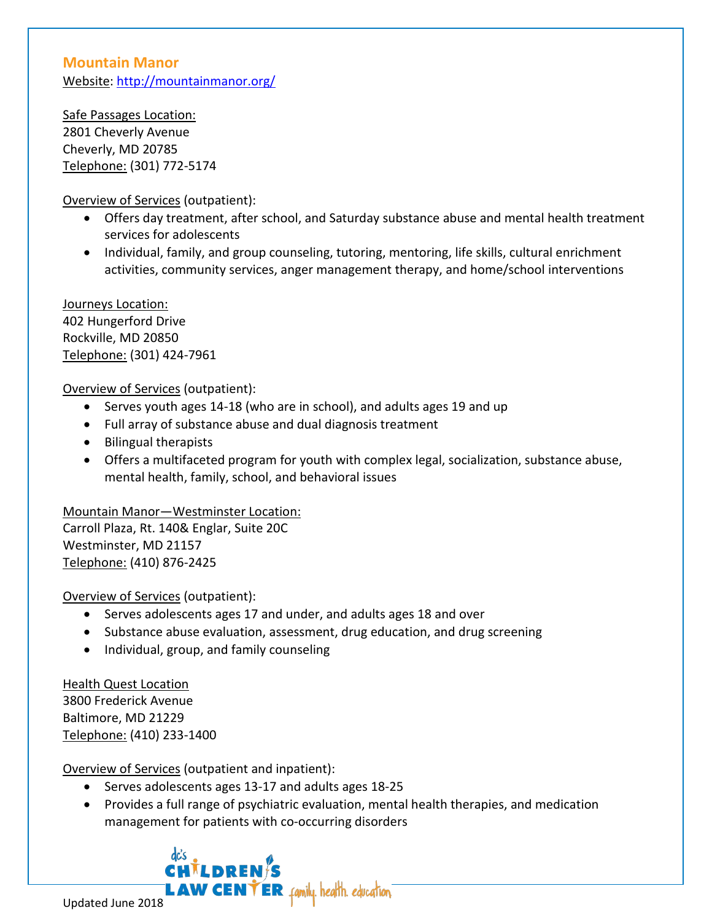## Mountain Manor

Website: http://mountainmanor.org/

Safe Passages Location:
2801 Cheverly Avenue
Cheverly, MD 20785
Telephone: (301) 772-5174

Overview of Services (outpatient):

- Offers day treatment, after school, and Saturday substance abuse and mental health treatment services for adolescents
- Individual, family, and group counseling, tutoring, mentoring, life skills, cultural enrichment activities, community services, anger management therapy, and home/school interventions

Journeys Location:
402 Hungerford Drive
Rockville, MD 20850
Telephone: (301) 424-7961

Overview of Services (outpatient):

- Serves youth ages 14-18 (who are in school), and adults ages 19 and up
- Full array of substance abuse and dual diagnosis treatment
- Bilingual therapists
- Offers a multifaceted program for youth with complex legal, socialization, substance abuse, mental health, family, school, and behavioral issues

Mountain Manor—Westminster Location:
Carroll Plaza, Rt. 140& Englar, Suite 20C
Westminster, MD 21157
Telephone: (410) 876-2425

Overview of Services (outpatient):

- Serves adolescents ages 17 and under, and adults ages 18 and over
- Substance abuse evaluation, assessment, drug education, and drug screening
- Individual, group, and family counseling

Health Quest Location
3800 Frederick Avenue
Baltimore, MD 21229
Telephone: (410) 233-1400

Overview of Services (outpatient and inpatient):

- Serves adolescents ages 13-17 and adults ages 18-25
- Provides a full range of psychiatric evaluation, mental health therapies, and medication management for patients with co-occurring disorders

Updated June 2018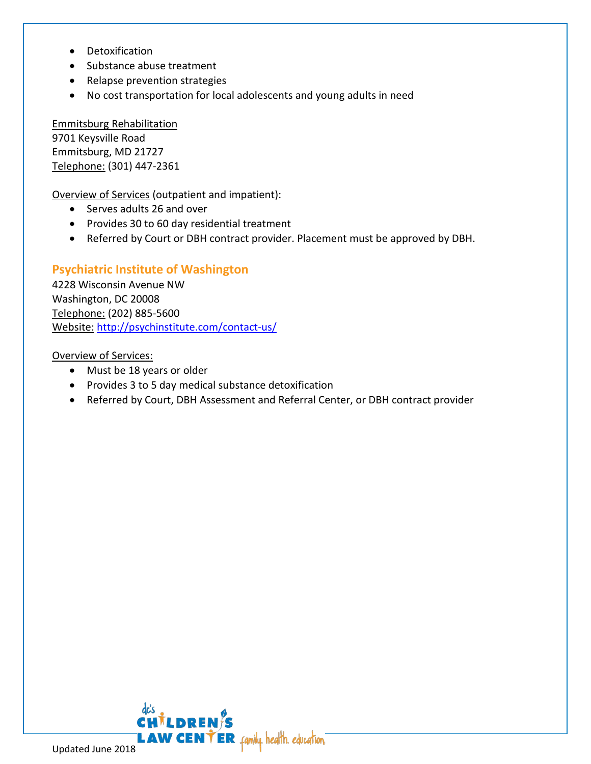- Detoxification
- Substance abuse treatment
- Relapse prevention strategies
- No cost transportation for local adolescents and young adults in need

Emmitsburg Rehabilitation
9701 Keysville Road
Emmitsburg, MD 21727
Telephone: (301) 447-2361

Overview of Services (outpatient and impatient):

- Serves adults 26 and over
- Provides 30 to 60 day residential treatment
- Referred by Court or DBH contract provider. Placement must be approved by DBH.

### Psychiatric Institute of Washington

4228 Wisconsin Avenue NW
Washington, DC 20008
Telephone: (202) 885-5600
Website: http://psychinstitute.com/contact-us/

Overview of Services:

- Must be 18 years or older
- Provides 3 to 5 day medical substance detoxification
- Referred by Court, DBH Assessment and Referral Center, or DBH contract provider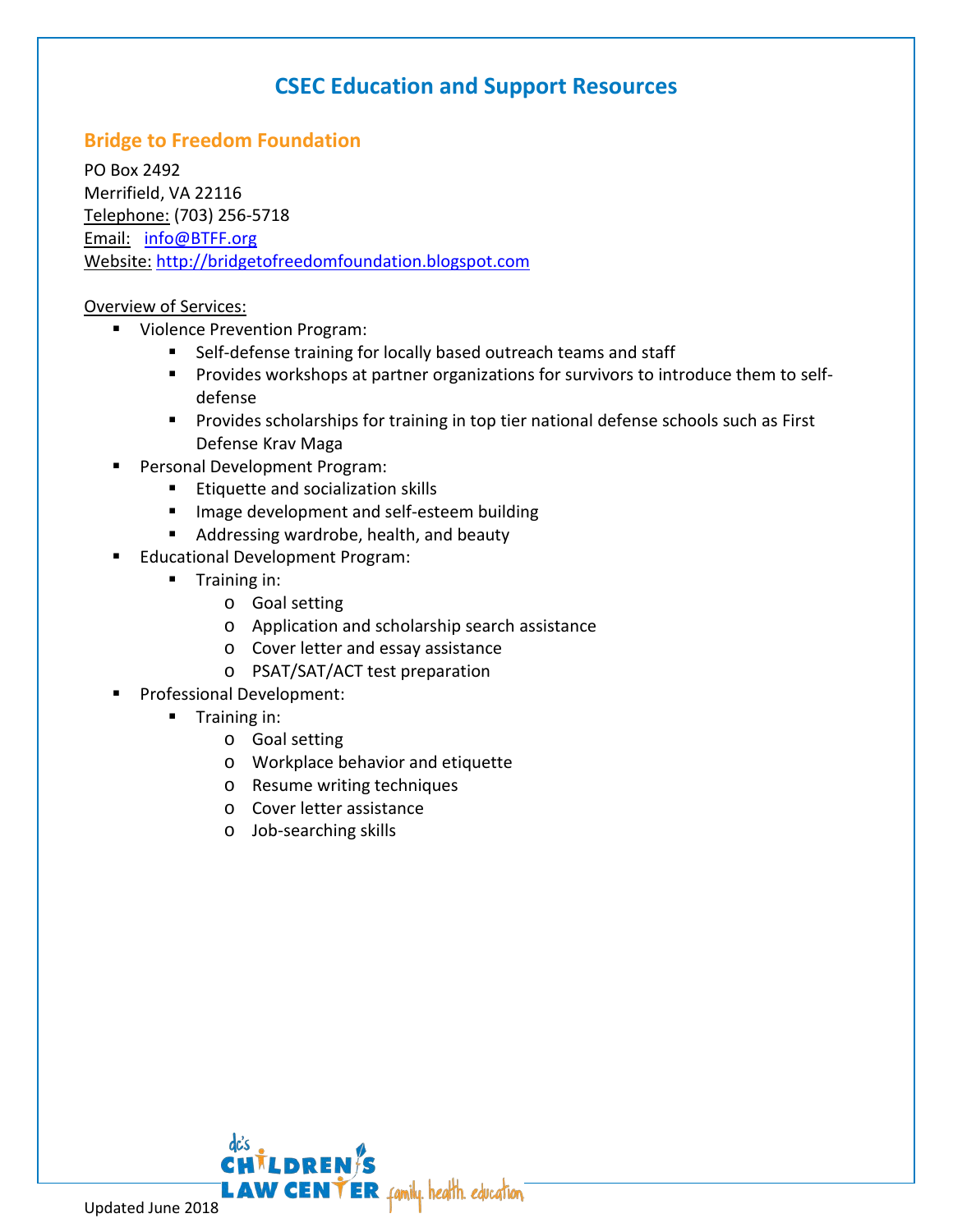# CSEC Education and Support Resources

## Bridge to Freedom Foundation

PO Box 2492
Merrifield, VA 22116
Telephone: (703) 256-5718
Email: info@BTFF.org
Website: http://bridgetofreedomfoundation.blogspot.com

Overview of Services:

- Violence Prevention Program:
  - Self-defense training for locally based outreach teams and staff
  - Provides workshops at partner organizations for survivors to introduce them to self-defense
  - Provides scholarships for training in top tier national defense schools such as First Defense Krav Maga
- Personal Development Program:
  - Etiquette and socialization skills
  - Image development and self-esteem building
  - Addressing wardrobe, health, and beauty
- Educational Development Program:
  - Training in:
    - Goal setting
    - Application and scholarship search assistance
    - Cover letter and essay assistance
    - PSAT/SAT/ACT test preparation
- Professional Development:
  - Training in:
    - Goal setting
    - Workplace behavior and etiquette
    - Resume writing techniques
    - Cover letter assistance
    - Job-searching skills

Updated June 2018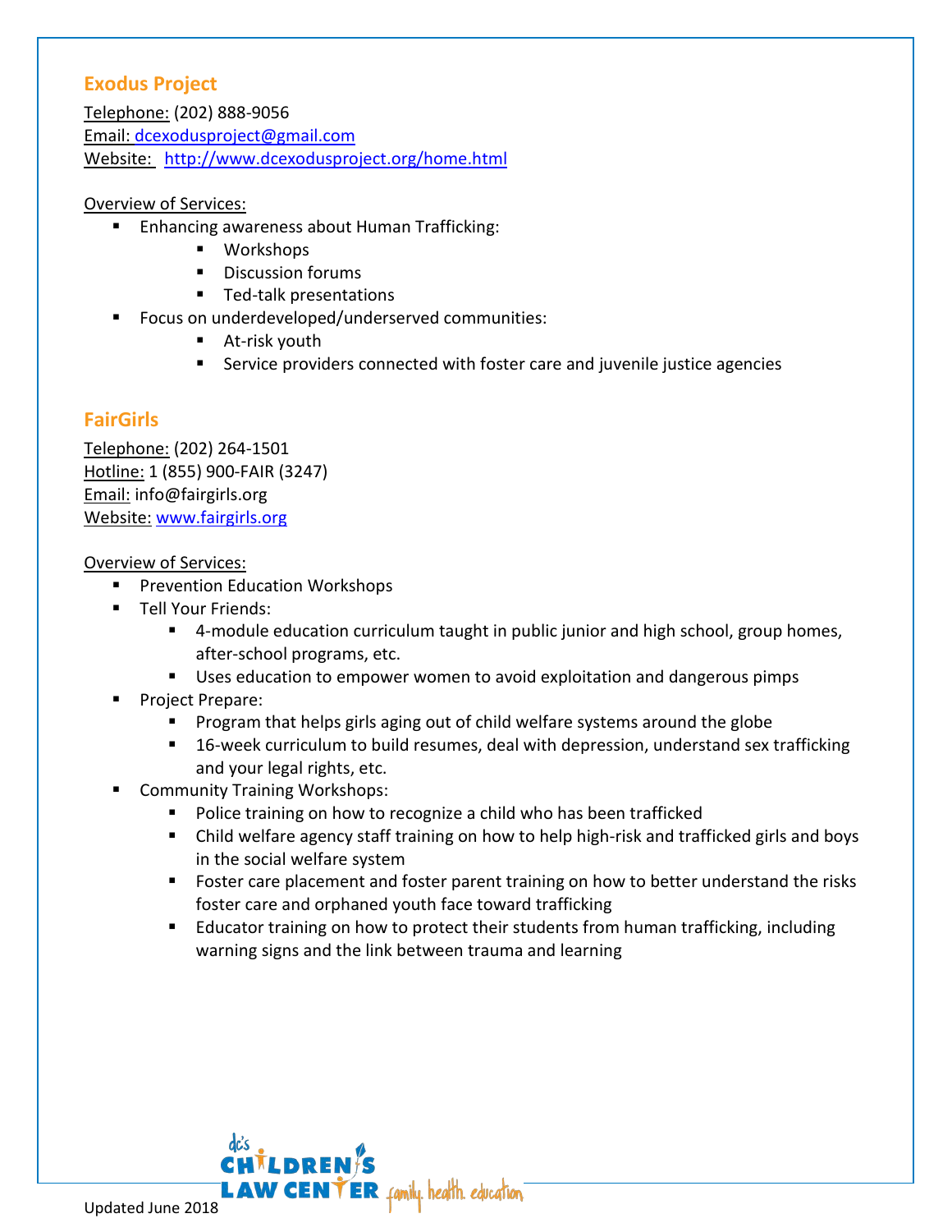## Exodus Project

Telephone: (202) 888-9056
Email: dcexodusproject@gmail.com
Website: http://www.dcexodusproject.org/home.html

Overview of Services:

- Enhancing awareness about Human Trafficking:
  - Workshops
  - Discussion forums
  - Ted-talk presentations
- Focus on underdeveloped/underserved communities:
  - At-risk youth
  - Service providers connected with foster care and juvenile justice agencies

## FairGirls

Telephone: (202) 264-1501
Hotline: 1 (855) 900-FAIR (3247)
Email: info@fairgirls.org
Website: www.fairgirls.org

Overview of Services:

- Prevention Education Workshops
- Tell Your Friends:
  - 4-module education curriculum taught in public junior and high school, group homes, after-school programs, etc.
  - Uses education to empower women to avoid exploitation and dangerous pimps
- Project Prepare:
  - Program that helps girls aging out of child welfare systems around the globe
  - 16-week curriculum to build resumes, deal with depression, understand sex trafficking and your legal rights, etc.
- Community Training Workshops:
  - Police training on how to recognize a child who has been trafficked
  - Child welfare agency staff training on how to help high-risk and trafficked girls and boys in the social welfare system
  - Foster care placement and foster parent training on how to better understand the risks foster care and orphaned youth face toward trafficking
  - Educator training on how to protect their students from human trafficking, including warning signs and the link between trauma and learning

Updated June 2018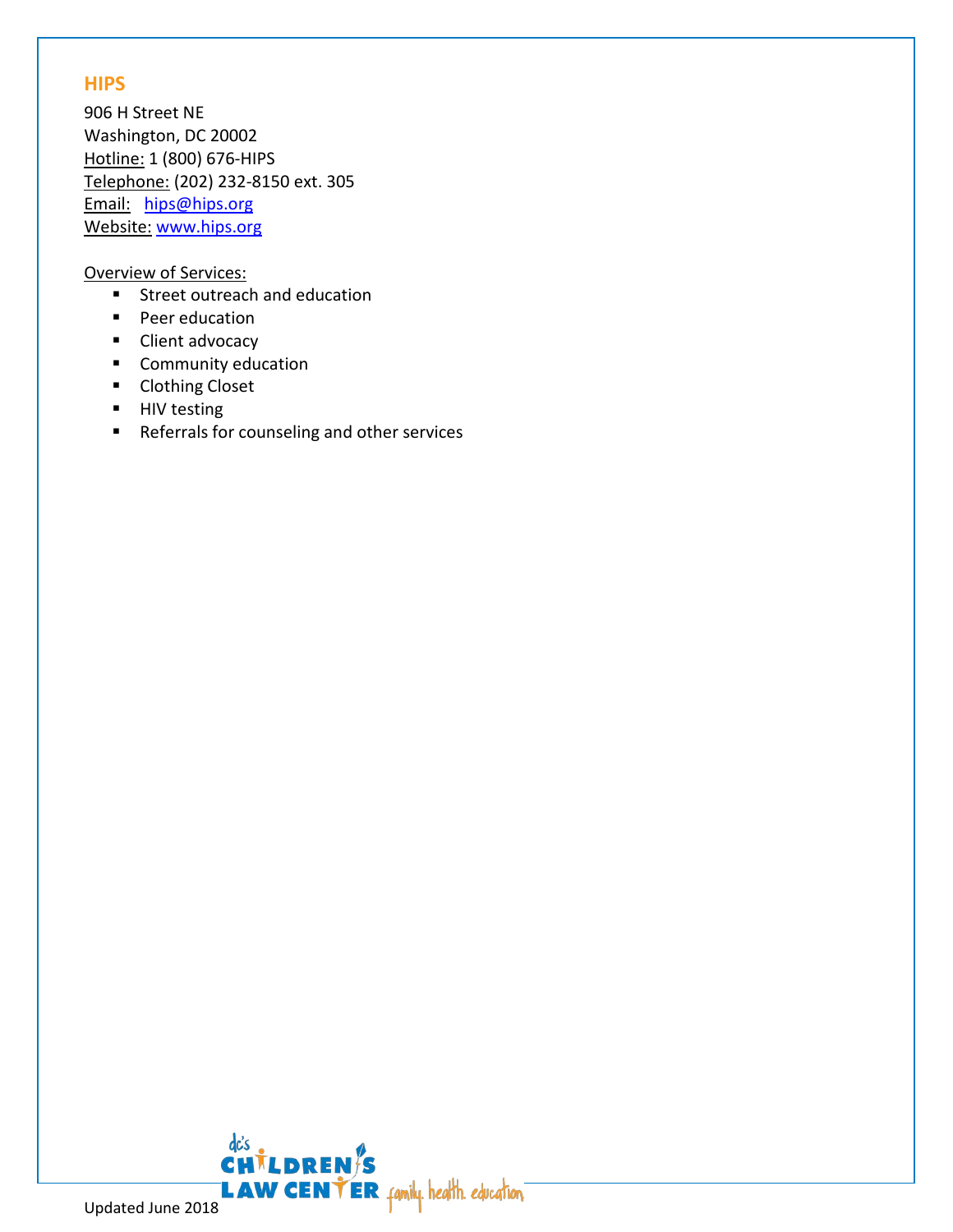## HIPS

906 H Street NE
Washington, DC 20002
Hotline: 1 (800) 676-HIPS
Telephone: (202) 232-8150 ext. 305
Email: hips@hips.org
Website: www.hips.org

Overview of Services:

- Street outreach and education
- Peer education
- Client advocacy
- Community education
- Clothing Closet
- HIV testing
- Referrals for counseling and other services

Updated June 2018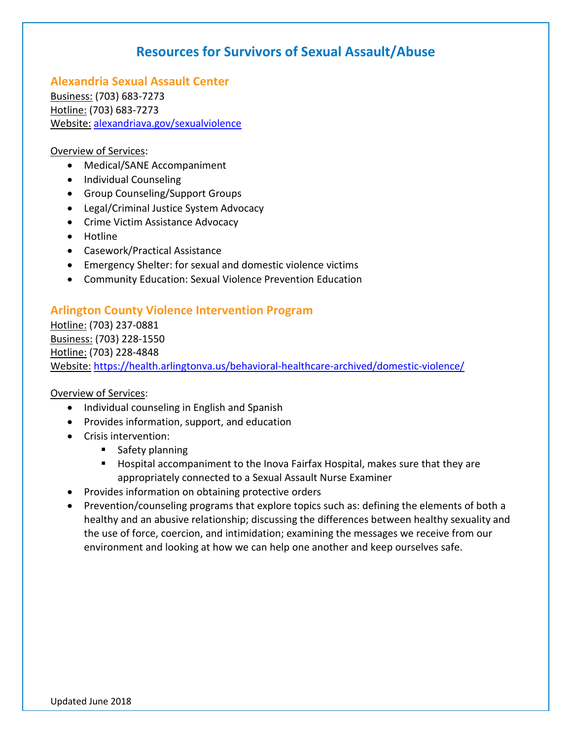# Resources for Survivors of Sexual Assault/Abuse

## Alexandria Sexual Assault Center

Business: (703) 683-7273
Hotline: (703) 683-7273
Website: alexandriava.gov/sexualviolence

Overview of Services:

- Medical/SANE Accompaniment
- Individual Counseling
- Group Counseling/Support Groups
- Legal/Criminal Justice System Advocacy
- Crime Victim Assistance Advocacy
- Hotline
- Casework/Practical Assistance
- Emergency Shelter: for sexual and domestic violence victims
- Community Education: Sexual Violence Prevention Education

## Arlington County Violence Intervention Program

Hotline: (703) 237-0881
Business: (703) 228-1550
Hotline: (703) 228-4848
Website: https://health.arlingtonva.us/behavioral-healthcare-archived/domestic-violence/

Overview of Services:

- Individual counseling in English and Spanish
- Provides information, support, and education
- Crisis intervention:
  - Safety planning
  - Hospital accompaniment to the Inova Fairfax Hospital, makes sure that they are appropriately connected to a Sexual Assault Nurse Examiner
- Provides information on obtaining protective orders
- Prevention/counseling programs that explore topics such as: defining the elements of both a healthy and an abusive relationship; discussing the differences between healthy sexuality and the use of force, coercion, and intimidation; examining the messages we receive from our environment and looking at how we can help one another and keep ourselves safe.

Updated June 2018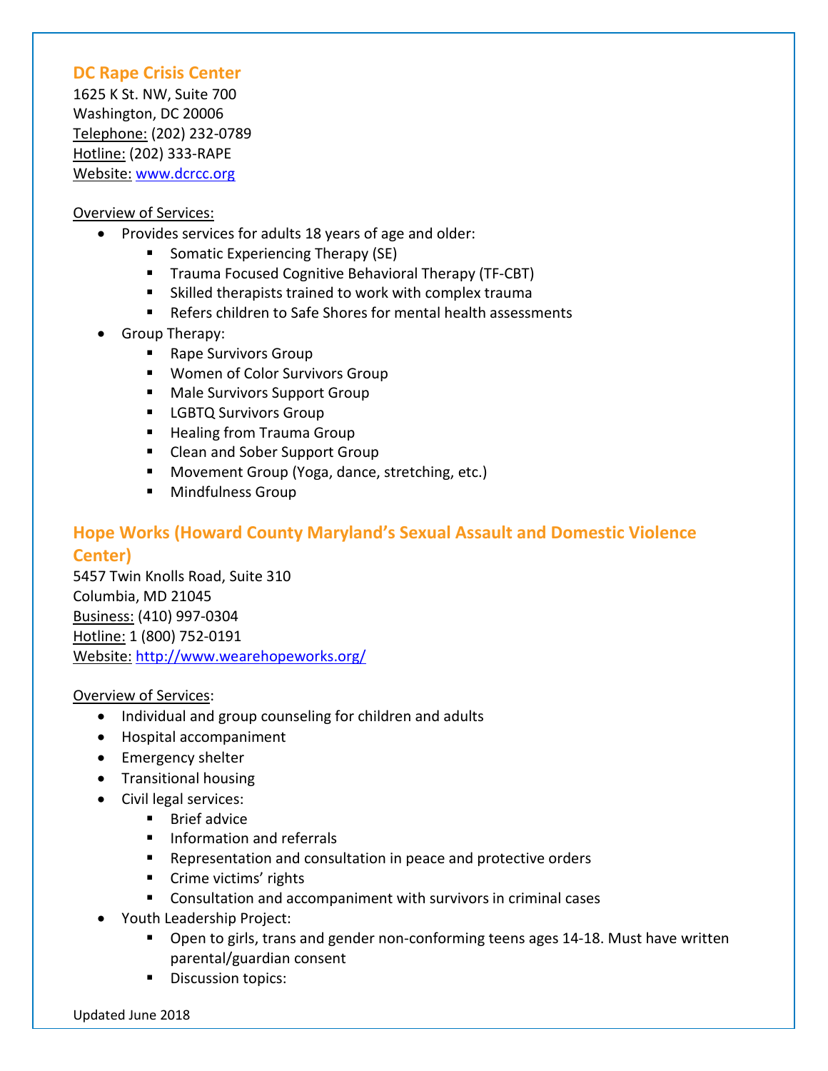## DC Rape Crisis Center

1625 K St. NW, Suite 700
Washington, DC 20006
Telephone: (202) 232-0789
Hotline: (202) 333-RAPE
Website: www.dcrcc.org

Overview of Services:

- Provides services for adults 18 years of age and older:
  - Somatic Experiencing Therapy (SE)
  - Trauma Focused Cognitive Behavioral Therapy (TF-CBT)
  - Skilled therapists trained to work with complex trauma
  - Refers children to Safe Shores for mental health assessments
- Group Therapy:
  - Rape Survivors Group
  - Women of Color Survivors Group
  - Male Survivors Support Group
  - LGBTQ Survivors Group
  - Healing from Trauma Group
  - Clean and Sober Support Group
  - Movement Group (Yoga, dance, stretching, etc.)
  - Mindfulness Group

## Hope Works (Howard County Maryland's Sexual Assault and Domestic Violence Center)

5457 Twin Knolls Road, Suite 310
Columbia, MD 21045
Business: (410) 997-0304
Hotline: 1 (800) 752-0191
Website: http://www.wearehopeworks.org/

Overview of Services:

- Individual and group counseling for children and adults
- Hospital accompaniment
- Emergency shelter
- Transitional housing
- Civil legal services:
  - Brief advice
  - Information and referrals
  - Representation and consultation in peace and protective orders
  - Crime victims' rights
  - Consultation and accompaniment with survivors in criminal cases
- Youth Leadership Project:
  - Open to girls, trans and gender non-conforming teens ages 14-18. Must have written parental/guardian consent
  - Discussion topics:

Updated June 2018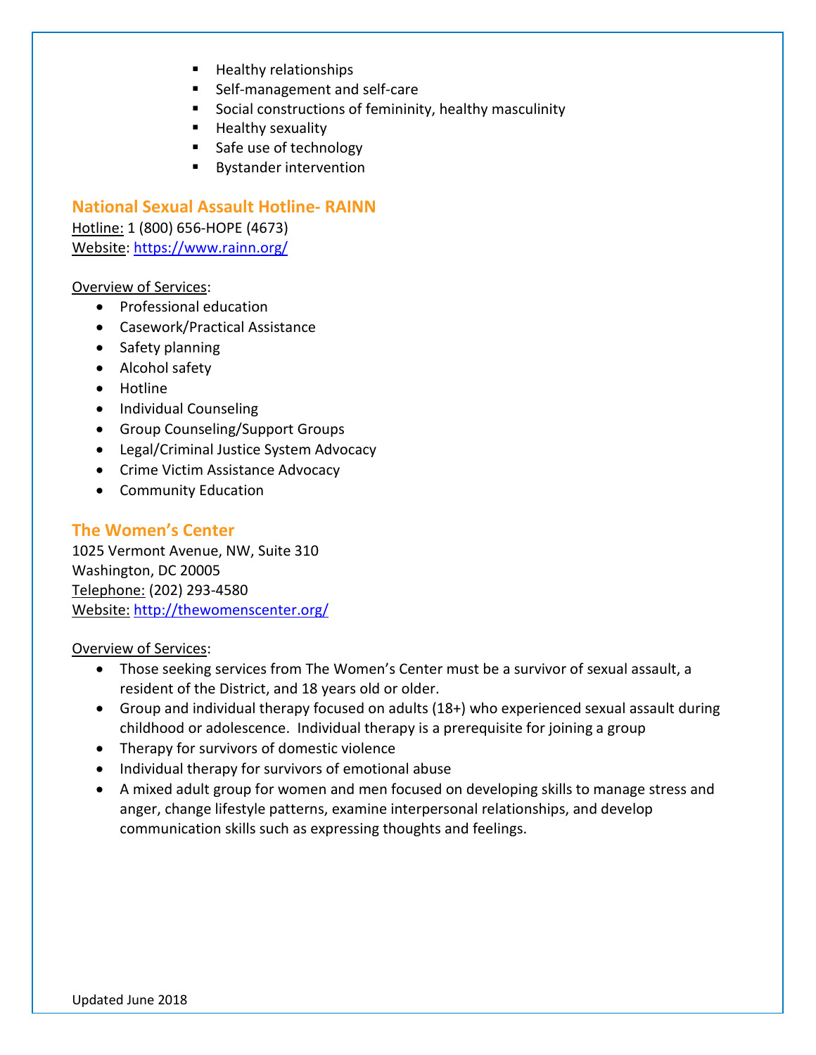- Healthy relationships
- Self-management and self-care
- Social constructions of femininity, healthy masculinity
- Healthy sexuality
- Safe use of technology
- Bystander intervention

## National Sexual Assault Hotline- RAINN

Hotline: 1 (800) 656-HOPE (4673)
Website: https://www.rainn.org/

Overview of Services:

- Professional education
- Casework/Practical Assistance
- Safety planning
- Alcohol safety
- Hotline
- Individual Counseling
- Group Counseling/Support Groups
- Legal/Criminal Justice System Advocacy
- Crime Victim Assistance Advocacy
- Community Education

## The Women's Center

1025 Vermont Avenue, NW, Suite 310
Washington, DC 20005
Telephone: (202) 293-4580
Website: http://thewomenscenter.org/

Overview of Services:

- Those seeking services from The Women's Center must be a survivor of sexual assault, a resident of the District, and 18 years old or older.
- Group and individual therapy focused on adults (18+) who experienced sexual assault during childhood or adolescence. Individual therapy is a prerequisite for joining a group
- Therapy for survivors of domestic violence
- Individual therapy for survivors of emotional abuse
- A mixed adult group for women and men focused on developing skills to manage stress and anger, change lifestyle patterns, examine interpersonal relationships, and develop communication skills such as expressing thoughts and feelings.

Updated June 2018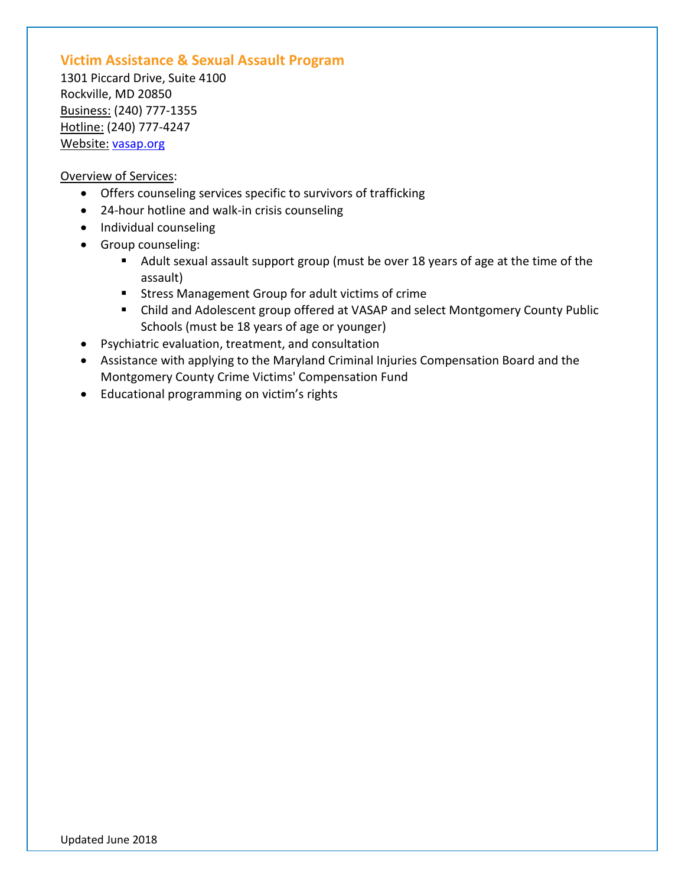## Victim Assistance & Sexual Assault Program

1301 Piccard Drive, Suite 4100
Rockville, MD 20850
Business: (240) 777-1355
Hotline: (240) 777-4247
Website: [vasap.org](vasap.org)

Overview of Services:

- Offers counseling services specific to survivors of trafficking
- 24-hour hotline and walk-in crisis counseling
- Individual counseling
- Group counseling:
  - Adult sexual assault support group (must be over 18 years of age at the time of the assault)
  - Stress Management Group for adult victims of crime
  - Child and Adolescent group offered at VASAP and select Montgomery County Public Schools (must be 18 years of age or younger)
- Psychiatric evaluation, treatment, and consultation
- Assistance with applying to the Maryland Criminal Injuries Compensation Board and the Montgomery County Crime Victims' Compensation Fund
- Educational programming on victim's rights

Updated June 2018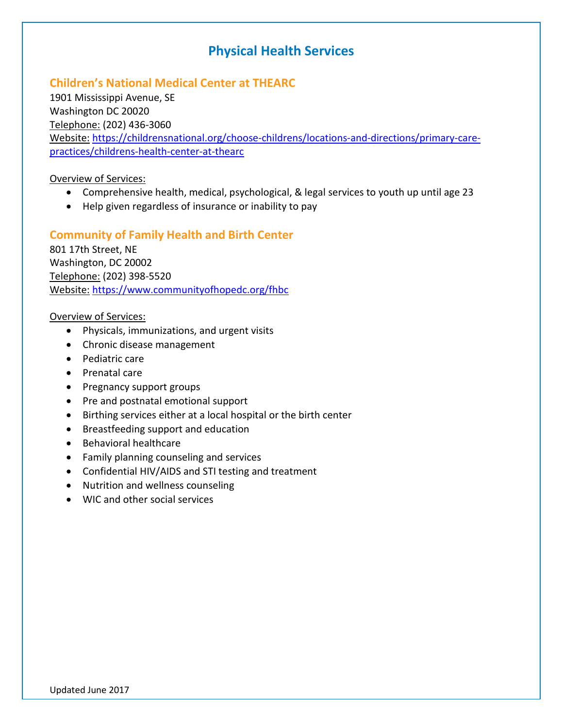# Physical Health Services

## Children's National Medical Center at THEARC

1901 Mississippi Avenue, SE
Washington DC 20020
Telephone: (202) 436-3060
Website: https://childrensnational.org/choose-childrens/locations-and-directions/primary-care-practices/childrens-health-center-at-thearc

Overview of Services:

- Comprehensive health, medical, psychological, & legal services to youth up until age 23
- Help given regardless of insurance or inability to pay

## Community of Family Health and Birth Center

801 17th Street, NE
Washington, DC 20002
Telephone: (202) 398-5520
Website: https://www.communityofhopedc.org/fhbc

Overview of Services:

- Physicals, immunizations, and urgent visits
- Chronic disease management
- Pediatric care
- Prenatal care
- Pregnancy support groups
- Pre and postnatal emotional support
- Birthing services either at a local hospital or the birth center
- Breastfeeding support and education
- Behavioral healthcare
- Family planning counseling and services
- Confidential HIV/AIDS and STI testing and treatment
- Nutrition and wellness counseling
- WIC and other social services

Updated June 2017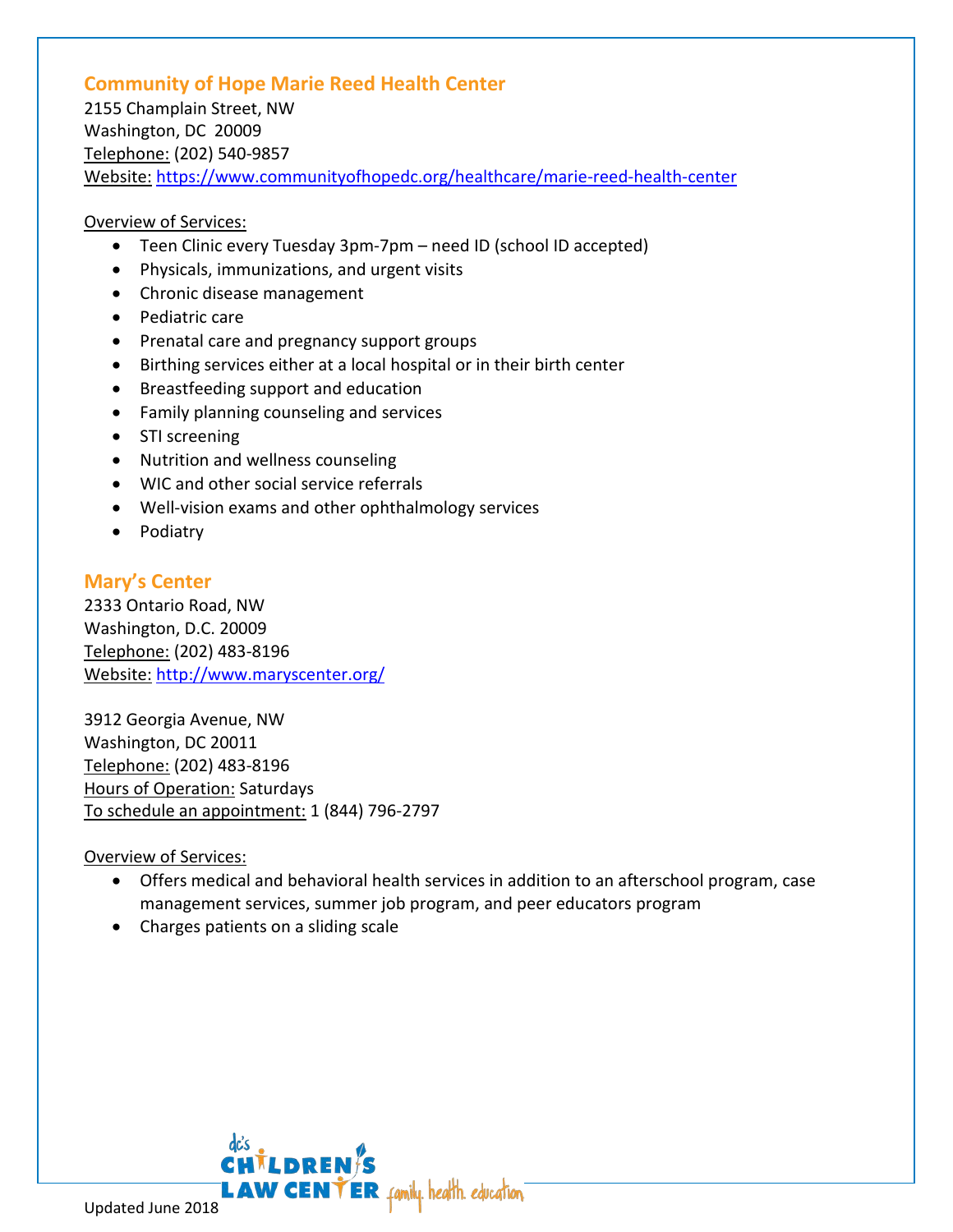## Community of Hope Marie Reed Health Center

2155 Champlain Street, NW
Washington, DC 20009
Telephone: (202) 540-9857
Website: https://www.communityofhopedc.org/healthcare/marie-reed-health-center

Overview of Services:

- Teen Clinic every Tuesday 3pm-7pm – need ID (school ID accepted)
- Physicals, immunizations, and urgent visits
- Chronic disease management
- Pediatric care
- Prenatal care and pregnancy support groups
- Birthing services either at a local hospital or in their birth center
- Breastfeeding support and education
- Family planning counseling and services
- STI screening
- Nutrition and wellness counseling
- WIC and other social service referrals
- Well-vision exams and other ophthalmology services
- Podiatry

## Mary's Center

2333 Ontario Road, NW
Washington, D.C. 20009
Telephone: (202) 483-8196
Website: http://www.maryscenter.org/

3912 Georgia Avenue, NW
Washington, DC 20011
Telephone: (202) 483-8196
Hours of Operation: Saturdays
To schedule an appointment: 1 (844) 796-2797

Overview of Services:

- Offers medical and behavioral health services in addition to an afterschool program, case management services, summer job program, and peer educators program
- Charges patients on a sliding scale

Updated June 2018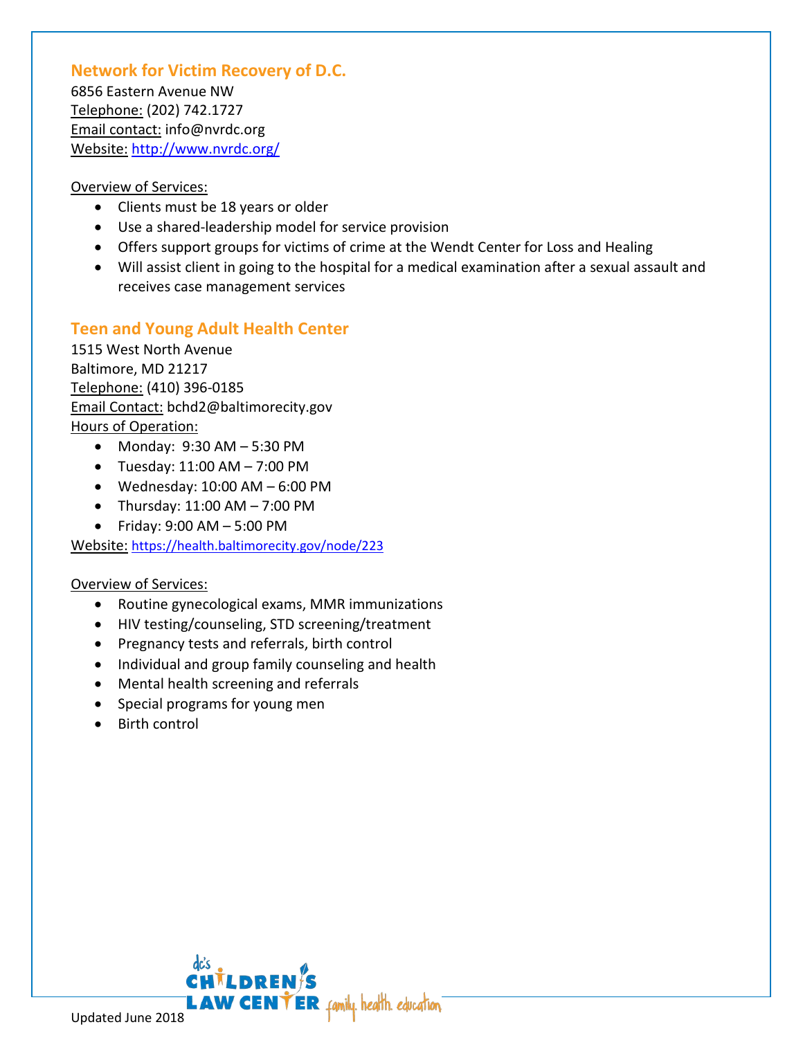## Network for Victim Recovery of D.C.

6856 Eastern Avenue NW
Telephone: (202) 742.1727
Email contact: info@nvrdc.org
Website: http://www.nvrdc.org/

Overview of Services:

- Clients must be 18 years or older
- Use a shared-leadership model for service provision
- Offers support groups for victims of crime at the Wendt Center for Loss and Healing
- Will assist client in going to the hospital for a medical examination after a sexual assault and receives case management services

## Teen and Young Adult Health Center

1515 West North Avenue
Baltimore, MD 21217
Telephone: (410) 396-0185
Email Contact: bchd2@baltimorecity.gov
Hours of Operation:

- Monday: 9:30 AM – 5:30 PM
- Tuesday: 11:00 AM – 7:00 PM
- Wednesday: 10:00 AM – 6:00 PM
- Thursday: 11:00 AM – 7:00 PM
- Friday: 9:00 AM – 5:00 PM

Website: https://health.baltimorecity.gov/node/223

Overview of Services:

- Routine gynecological exams, MMR immunizations
- HIV testing/counseling, STD screening/treatment
- Pregnancy tests and referrals, birth control
- Individual and group family counseling and health
- Mental health screening and referrals
- Special programs for young men
- Birth control

Updated June 2018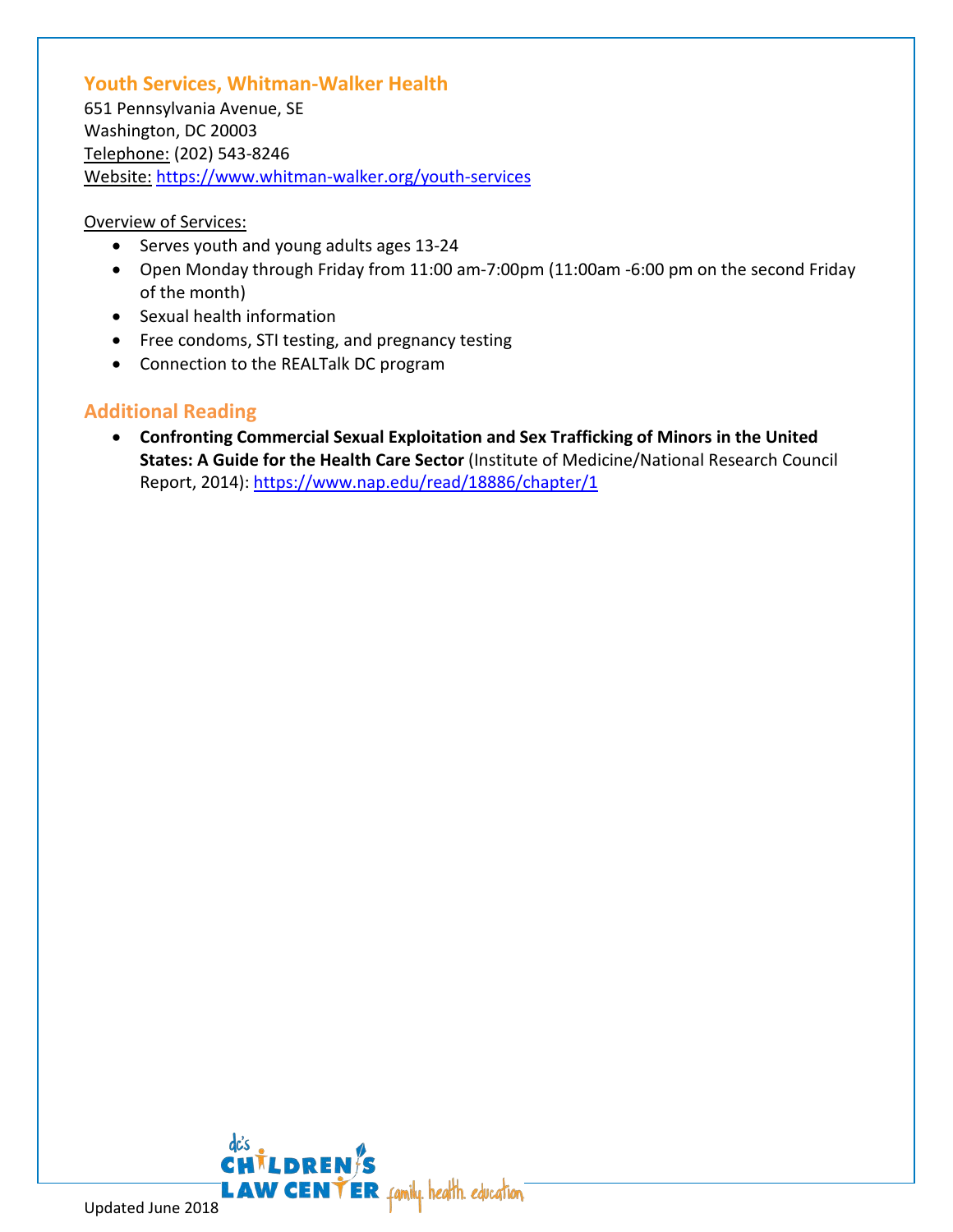### Youth Services, Whitman-Walker Health

651 Pennsylvania Avenue, SE
Washington, DC 20003
Telephone: (202) 543-8246
Website: https://www.whitman-walker.org/youth-services

Overview of Services:

- Serves youth and young adults ages 13-24
- Open Monday through Friday from 11:00 am-7:00pm (11:00am -6:00 pm on the second Friday of the month)
- Sexual health information
- Free condoms, STI testing, and pregnancy testing
- Connection to the REALTalk DC program

## Additional Reading

- **Confronting Commercial Sexual Exploitation and Sex Trafficking of Minors in the United States: A Guide for the Health Care Sector** (Institute of Medicine/National Research Council Report, 2014): https://www.nap.edu/read/18886/chapter/1

Updated June 2018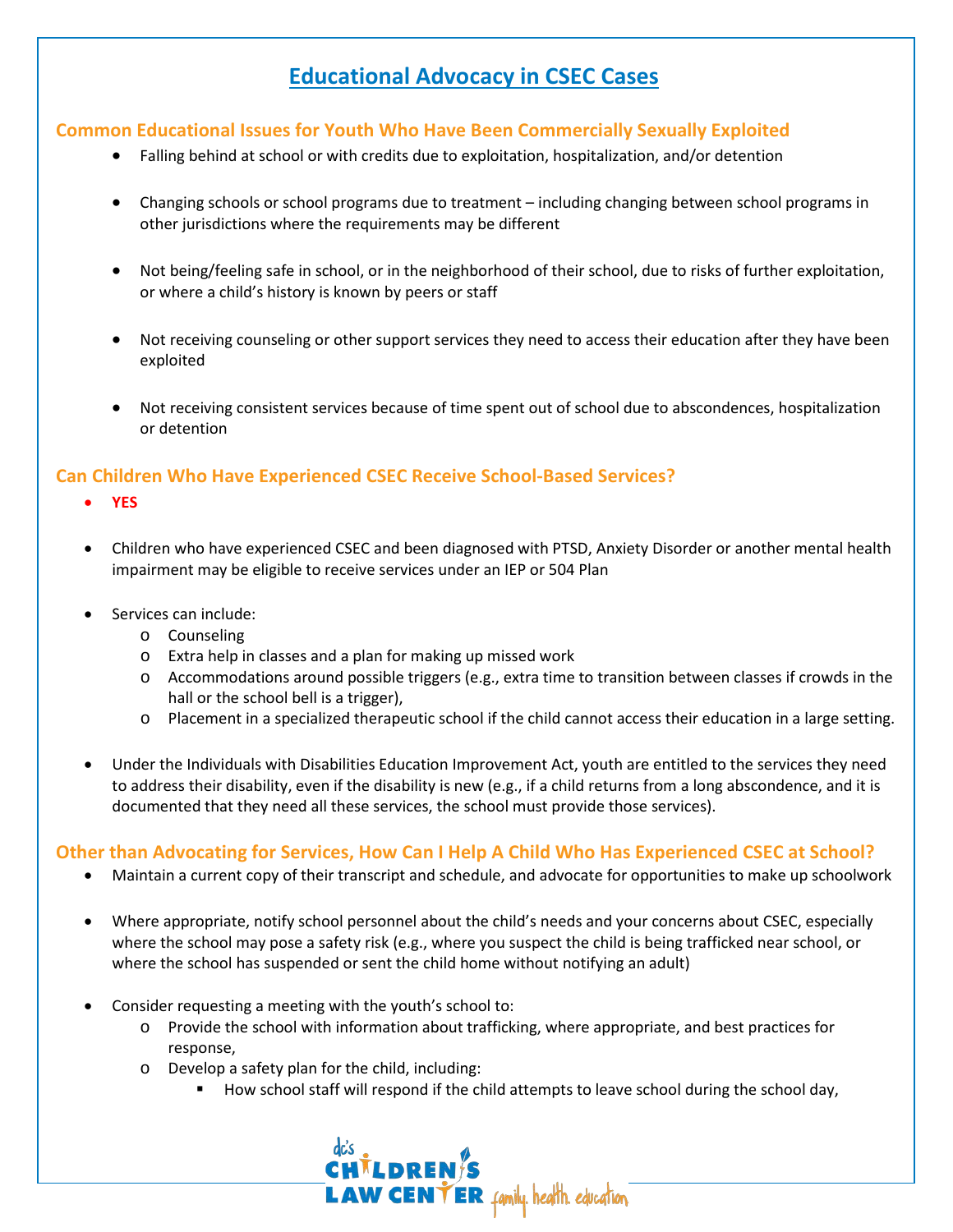# Educational Advocacy in CSEC Cases

## Common Educational Issues for Youth Who Have Been Commercially Sexually Exploited

- Falling behind at school or with credits due to exploitation, hospitalization, and/or detention
- Changing schools or school programs due to treatment – including changing between school programs in other jurisdictions where the requirements may be different
- Not being/feeling safe in school, or in the neighborhood of their school, due to risks of further exploitation, or where a child's history is known by peers or staff
- Not receiving counseling or other support services they need to access their education after they have been exploited
- Not receiving consistent services because of time spent out of school due to abscondences, hospitalization or detention

## Can Children Who Have Experienced CSEC Receive School-Based Services?

- **YES**
- Children who have experienced CSEC and been diagnosed with PTSD, Anxiety Disorder or another mental health impairment may be eligible to receive services under an IEP or 504 Plan
- Services can include:
  - Counseling
  - Extra help in classes and a plan for making up missed work
  - Accommodations around possible triggers (e.g., extra time to transition between classes if crowds in the hall or the school bell is a trigger),
  - Placement in a specialized therapeutic school if the child cannot access their education in a large setting.
- Under the Individuals with Disabilities Education Improvement Act, youth are entitled to the services they need to address their disability, even if the disability is new (e.g., if a child returns from a long abscondence, and it is documented that they need all these services, the school must provide those services).

## Other than Advocating for Services, How Can I Help A Child Who Has Experienced CSEC at School?

- Maintain a current copy of their transcript and schedule, and advocate for opportunities to make up schoolwork
- Where appropriate, notify school personnel about the child's needs and your concerns about CSEC, especially where the school may pose a safety risk (e.g., where you suspect the child is being trafficked near school, or where the school has suspended or sent the child home without notifying an adult)
- Consider requesting a meeting with the youth's school to:
  - Provide the school with information about trafficking, where appropriate, and best practices for response,
  - Develop a safety plan for the child, including:
    - How school staff will respond if the child attempts to leave school during the school day,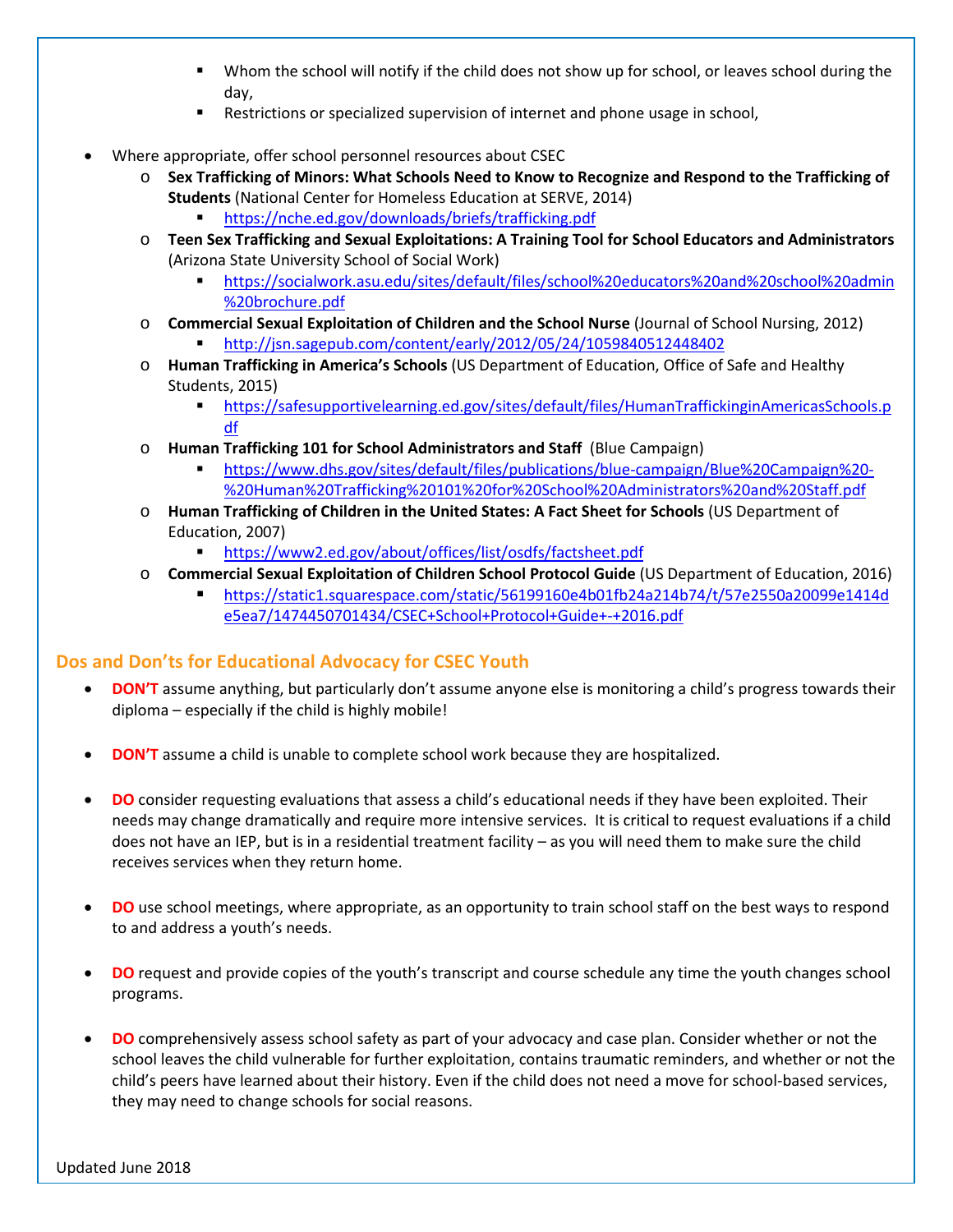- Whom the school will notify if the child does not show up for school, or leaves school during the day,
  - Restrictions or specialized supervision of internet and phone usage in school,

- Where appropriate, offer school personnel resources about CSEC
  - **Sex Trafficking of Minors: What Schools Need to Know to Recognize and Respond to the Trafficking of Students** (National Center for Homeless Education at SERVE, 2014)
    - https://nche.ed.gov/downloads/briefs/trafficking.pdf
  - **Teen Sex Trafficking and Sexual Exploitations: A Training Tool for School Educators and Administrators** (Arizona State University School of Social Work)
    - https://socialwork.asu.edu/sites/default/files/school%20educators%20and%20school%20admin%20brochure.pdf
  - **Commercial Sexual Exploitation of Children and the School Nurse** (Journal of School Nursing, 2012)
    - http://jsn.sagepub.com/content/early/2012/05/24/1059840512448402
  - **Human Trafficking in America's Schools** (US Department of Education, Office of Safe and Healthy Students, 2015)
    - https://safesupportivelearning.ed.gov/sites/default/files/HumanTraffickinginAmericasSchools.pdf
  - **Human Trafficking 101 for School Administrators and Staff** (Blue Campaign)
    - https://www.dhs.gov/sites/default/files/publications/blue-campaign/Blue%20Campaign%20-%20Human%20Trafficking%20101%20for%20School%20Administrators%20and%20Staff.pdf
  - **Human Trafficking of Children in the United States: A Fact Sheet for Schools** (US Department of Education, 2007)
    - https://www2.ed.gov/about/offices/list/osdfs/factsheet.pdf
  - **Commercial Sexual Exploitation of Children School Protocol Guide** (US Department of Education, 2016)
    - https://static1.squarespace.com/static/56199160e4b01fb24a214b74/t/57e2550a20099e1414de5ea7/1474450701434/CSEC+School+Protocol+Guide+-+2016.pdf

## Dos and Don'ts for Educational Advocacy for CSEC Youth

- **DON'T** assume anything, but particularly don't assume anyone else is monitoring a child's progress towards their diploma – especially if the child is highly mobile!

- **DON'T** assume a child is unable to complete school work because they are hospitalized.

- **DO** consider requesting evaluations that assess a child's educational needs if they have been exploited. Their needs may change dramatically and require more intensive services. It is critical to request evaluations if a child does not have an IEP, but is in a residential treatment facility – as you will need them to make sure the child receives services when they return home.

- **DO** use school meetings, where appropriate, as an opportunity to train school staff on the best ways to respond to and address a youth's needs.

- **DO** request and provide copies of the youth's transcript and course schedule any time the youth changes school programs.

- **DO** comprehensively assess school safety as part of your advocacy and case plan. Consider whether or not the school leaves the child vulnerable for further exploitation, contains traumatic reminders, and whether or not the child's peers have learned about their history. Even if the child does not need a move for school-based services, they may need to change schools for social reasons.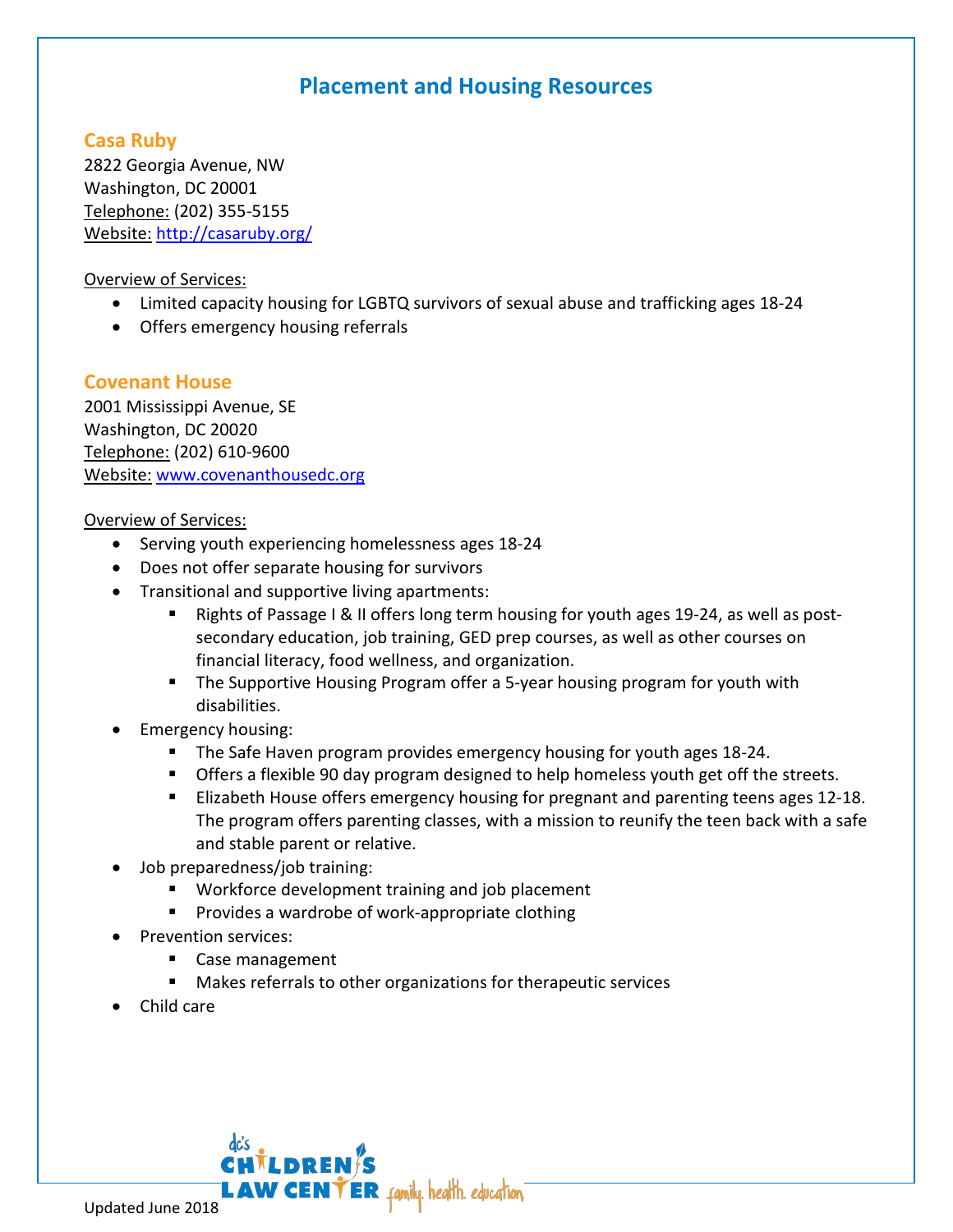# Placement and Housing Resources

## Casa Ruby

2822 Georgia Avenue, NW
Washington, DC 20001
Telephone: (202) 355-5155
Website: http://casaruby.org/

Overview of Services:

- Limited capacity housing for LGBTQ survivors of sexual abuse and trafficking ages 18-24
- Offers emergency housing referrals

## Covenant House

2001 Mississippi Avenue, SE
Washington, DC 20020
Telephone: (202) 610-9600
Website: www.covenanthousedc.org

Overview of Services:

- Serving youth experiencing homelessness ages 18-24
- Does not offer separate housing for survivors
- Transitional and supportive living apartments:
  - Rights of Passage I & II offers long term housing for youth ages 19-24, as well as post-secondary education, job training, GED prep courses, as well as other courses on financial literacy, food wellness, and organization.
  - The Supportive Housing Program offer a 5-year housing program for youth with disabilities.
- Emergency housing:
  - The Safe Haven program provides emergency housing for youth ages 18-24.
  - Offers a flexible 90 day program designed to help homeless youth get off the streets.
  - Elizabeth House offers emergency housing for pregnant and parenting teens ages 12-18. The program offers parenting classes, with a mission to reunify the teen back with a safe and stable parent or relative.
- Job preparedness/job training:
  - Workforce development training and job placement
  - Provides a wardrobe of work-appropriate clothing
- Prevention services:
  - Case management
  - Makes referrals to other organizations for therapeutic services
- Child care

Updated June 2018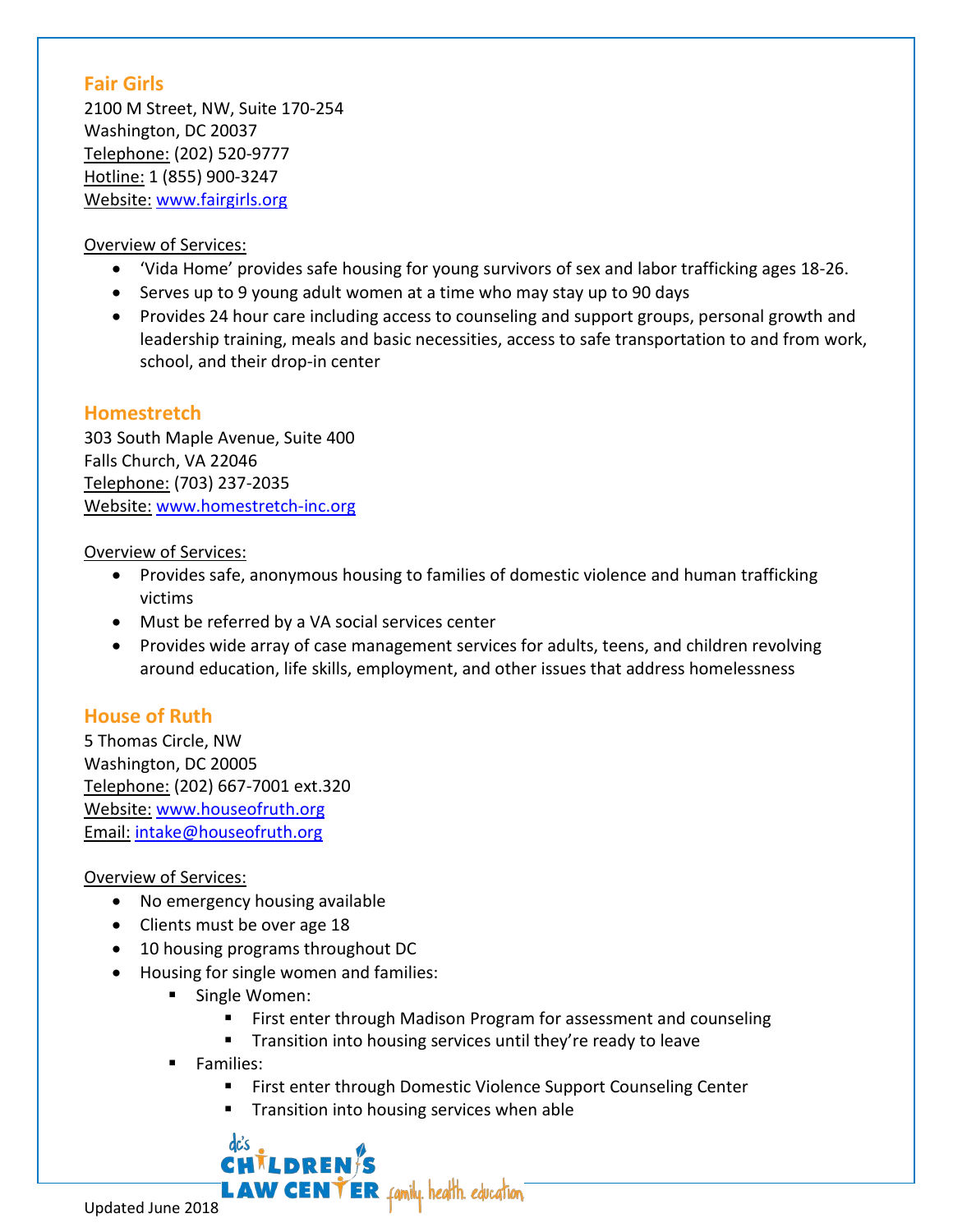### Fair Girls

2100 M Street, NW, Suite 170-254
Washington, DC 20037
Telephone: (202) 520-9777
Hotline: 1 (855) 900-3247
Website: www.fairgirls.org

Overview of Services:

- 'Vida Home' provides safe housing for young survivors of sex and labor trafficking ages 18-26.
- Serves up to 9 young adult women at a time who may stay up to 90 days
- Provides 24 hour care including access to counseling and support groups, personal growth and leadership training, meals and basic necessities, access to safe transportation to and from work, school, and their drop-in center

### Homestretch

303 South Maple Avenue, Suite 400
Falls Church, VA 22046
Telephone: (703) 237-2035
Website: www.homestretch-inc.org

Overview of Services:

- Provides safe, anonymous housing to families of domestic violence and human trafficking victims
- Must be referred by a VA social services center
- Provides wide array of case management services for adults, teens, and children revolving around education, life skills, employment, and other issues that address homelessness

### House of Ruth

5 Thomas Circle, NW
Washington, DC 20005
Telephone: (202) 667-7001 ext.320
Website: www.houseofruth.org
Email: intake@houseofruth.org

Overview of Services:

- No emergency housing available
- Clients must be over age 18
- 10 housing programs throughout DC
- Housing for single women and families:
  - Single Women:
    - First enter through Madison Program for assessment and counseling
    - Transition into housing services until they're ready to leave
  - Families:
    - First enter through Domestic Violence Support Counseling Center
    - Transition into housing services when able

Updated June 2018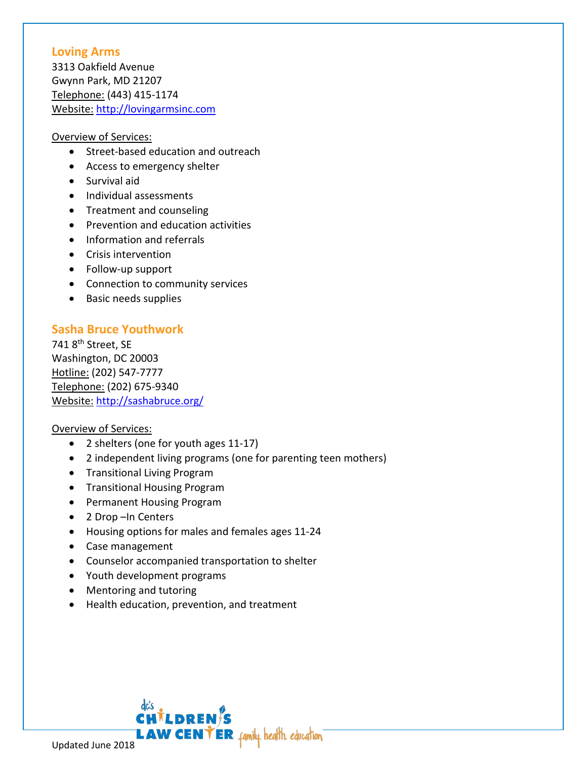## Loving Arms

3313 Oakfield Avenue
Gwynn Park, MD 21207
Telephone: (443) 415-1174
Website: http://lovingarmsinc.com

Overview of Services:

- Street-based education and outreach
- Access to emergency shelter
- Survival aid
- Individual assessments
- Treatment and counseling
- Prevention and education activities
- Information and referrals
- Crisis intervention
- Follow-up support
- Connection to community services
- Basic needs supplies

## Sasha Bruce Youthwork

741 8th Street, SE
Washington, DC 20003
Hotline: (202) 547-7777
Telephone: (202) 675-9340
Website: http://sashabruce.org/

Overview of Services:

- 2 shelters (one for youth ages 11-17)
- 2 independent living programs (one for parenting teen mothers)
- Transitional Living Program
- Transitional Housing Program
- Permanent Housing Program
- 2 Drop –In Centers
- Housing options for males and females ages 11-24
- Case management
- Counselor accompanied transportation to shelter
- Youth development programs
- Mentoring and tutoring
- Health education, prevention, and treatment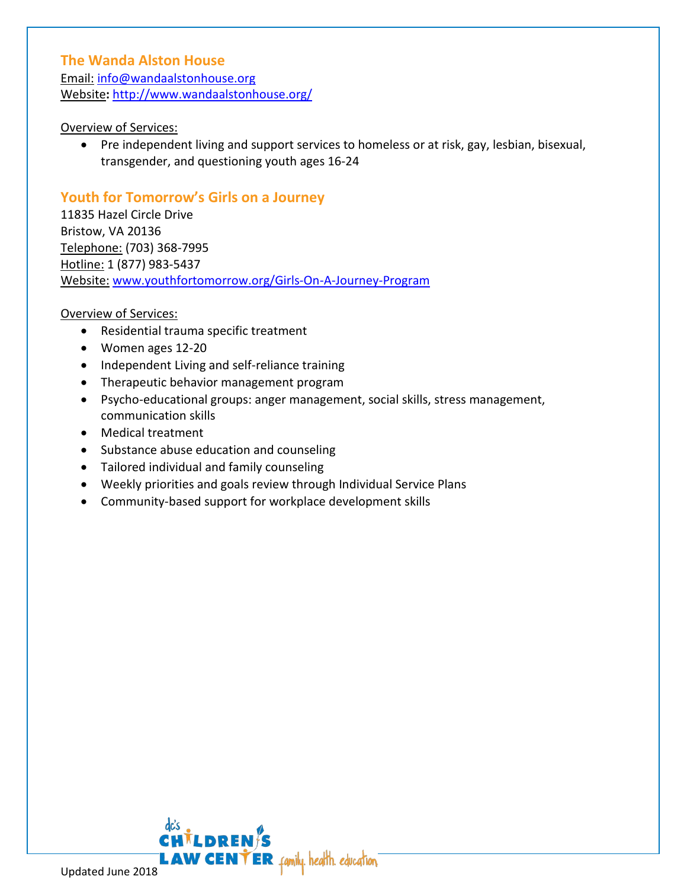## The Wanda Alston House

Email: info@wandaalstonhouse.org
Website: http://www.wandaalstonhouse.org/

Overview of Services:

- Pre independent living and support services to homeless or at risk, gay, lesbian, bisexual, transgender, and questioning youth ages 16-24

## Youth for Tomorrow's Girls on a Journey

11835 Hazel Circle Drive
Bristow, VA 20136
Telephone: (703) 368-7995
Hotline: 1 (877) 983-5437
Website: www.youthfortomorrow.org/Girls-On-A-Journey-Program

Overview of Services:

- Residential trauma specific treatment
- Women ages 12-20
- Independent Living and self-reliance training
- Therapeutic behavior management program
- Psycho-educational groups: anger management, social skills, stress management, communication skills
- Medical treatment
- Substance abuse education and counseling
- Tailored individual and family counseling
- Weekly priorities and goals review through Individual Service Plans
- Community-based support for workplace development skills

Updated June 2018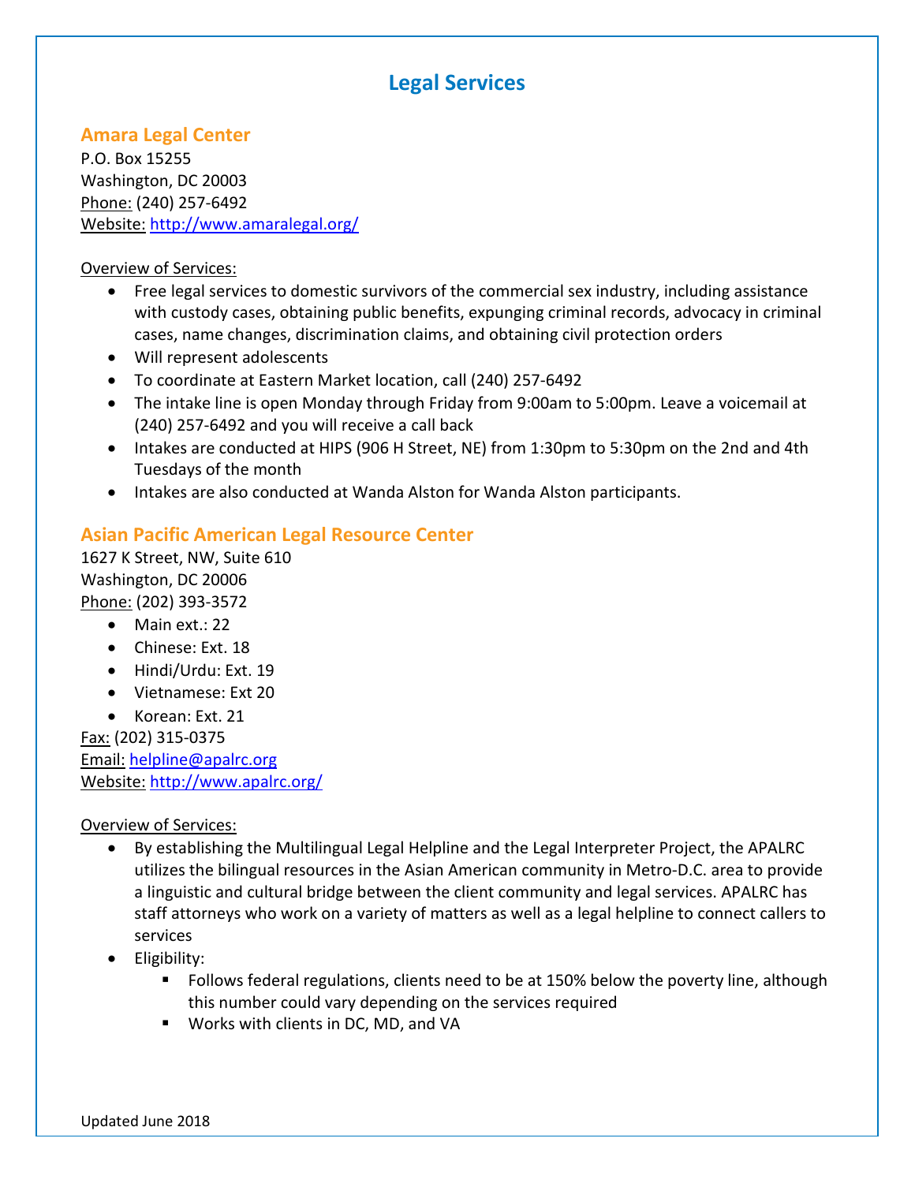# Legal Services

## Amara Legal Center

P.O. Box 15255
Washington, DC 20003
Phone: (240) 257-6492
Website: http://www.amaralegal.org/

Overview of Services:

- Free legal services to domestic survivors of the commercial sex industry, including assistance with custody cases, obtaining public benefits, expunging criminal records, advocacy in criminal cases, name changes, discrimination claims, and obtaining civil protection orders
- Will represent adolescents
- To coordinate at Eastern Market location, call (240) 257-6492
- The intake line is open Monday through Friday from 9:00am to 5:00pm. Leave a voicemail at (240) 257-6492 and you will receive a call back
- Intakes are conducted at HIPS (906 H Street, NE) from 1:30pm to 5:30pm on the 2nd and 4th Tuesdays of the month
- Intakes are also conducted at Wanda Alston for Wanda Alston participants.

## Asian Pacific American Legal Resource Center

1627 K Street, NW, Suite 610
Washington, DC 20006
Phone: (202) 393-3572

- Main ext.: 22
- Chinese: Ext. 18
- Hindi/Urdu: Ext. 19
- Vietnamese: Ext 20
- Korean: Ext. 21

Fax: (202) 315-0375
Email: helpline@apalrc.org
Website: http://www.apalrc.org/

Overview of Services:

- By establishing the Multilingual Legal Helpline and the Legal Interpreter Project, the APALRC utilizes the bilingual resources in the Asian American community in Metro-D.C. area to provide a linguistic and cultural bridge between the client community and legal services. APALRC has staff attorneys who work on a variety of matters as well as a legal helpline to connect callers to services
- Eligibility:
  - Follows federal regulations, clients need to be at 150% below the poverty line, although this number could vary depending on the services required
  - Works with clients in DC, MD, and VA

Updated June 2018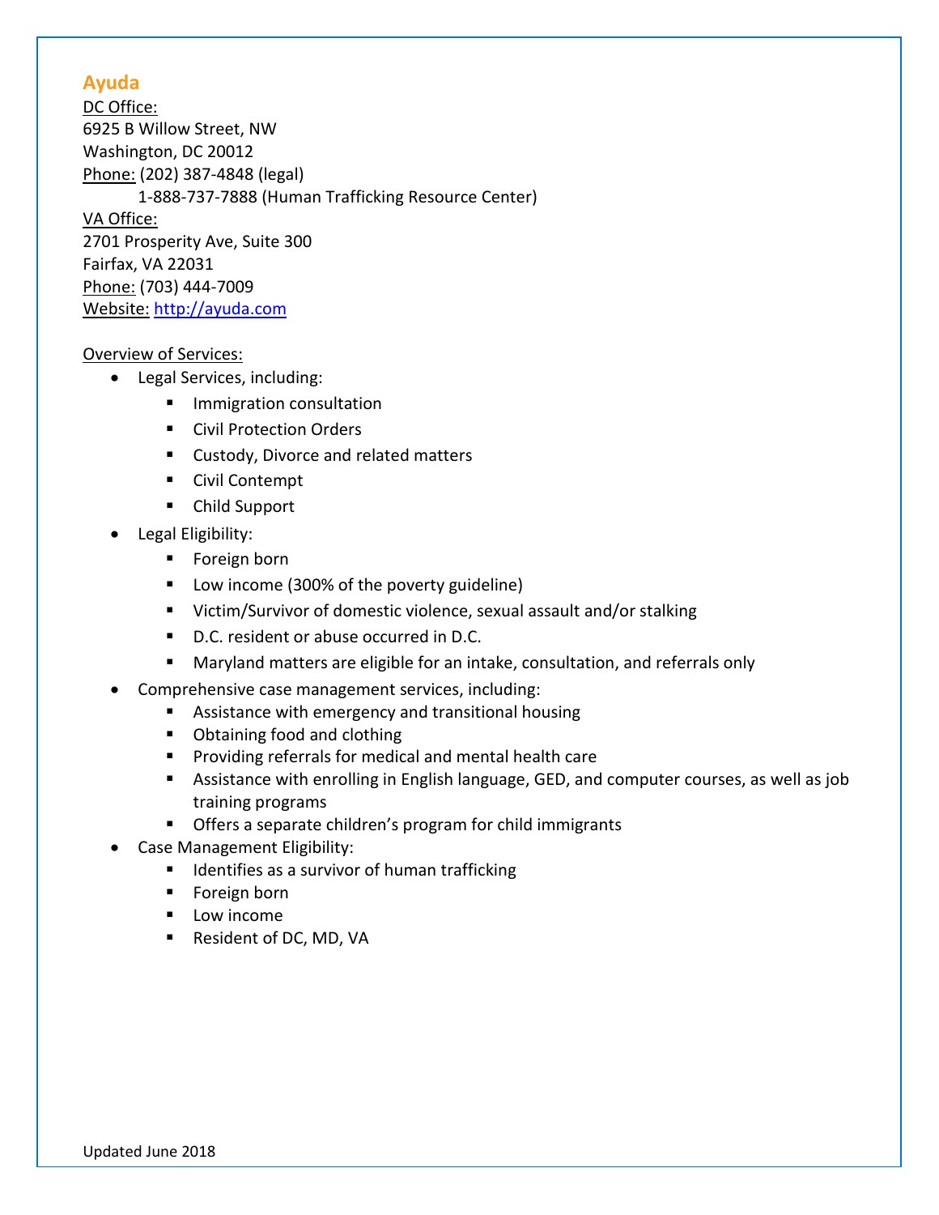## Ayuda

DC Office:
6925 B Willow Street, NW
Washington, DC 20012
Phone: (202) 387-4848 (legal)
1-888-737-7888 (Human Trafficking Resource Center)
VA Office:
2701 Prosperity Ave, Suite 300
Fairfax, VA 22031
Phone: (703) 444-7009
Website: http://ayuda.com

Overview of Services:

- Legal Services, including:
  - Immigration consultation
  - Civil Protection Orders
  - Custody, Divorce and related matters
  - Civil Contempt
  - Child Support
- Legal Eligibility:
  - Foreign born
  - Low income (300% of the poverty guideline)
  - Victim/Survivor of domestic violence, sexual assault and/or stalking
  - D.C. resident or abuse occurred in D.C.
  - Maryland matters are eligible for an intake, consultation, and referrals only
- Comprehensive case management services, including:
  - Assistance with emergency and transitional housing
  - Obtaining food and clothing
  - Providing referrals for medical and mental health care
  - Assistance with enrolling in English language, GED, and computer courses, as well as job training programs
  - Offers a separate children's program for child immigrants
- Case Management Eligibility:
  - Identifies as a survivor of human trafficking
  - Foreign born
  - Low income
  - Resident of DC, MD, VA

Updated June 2018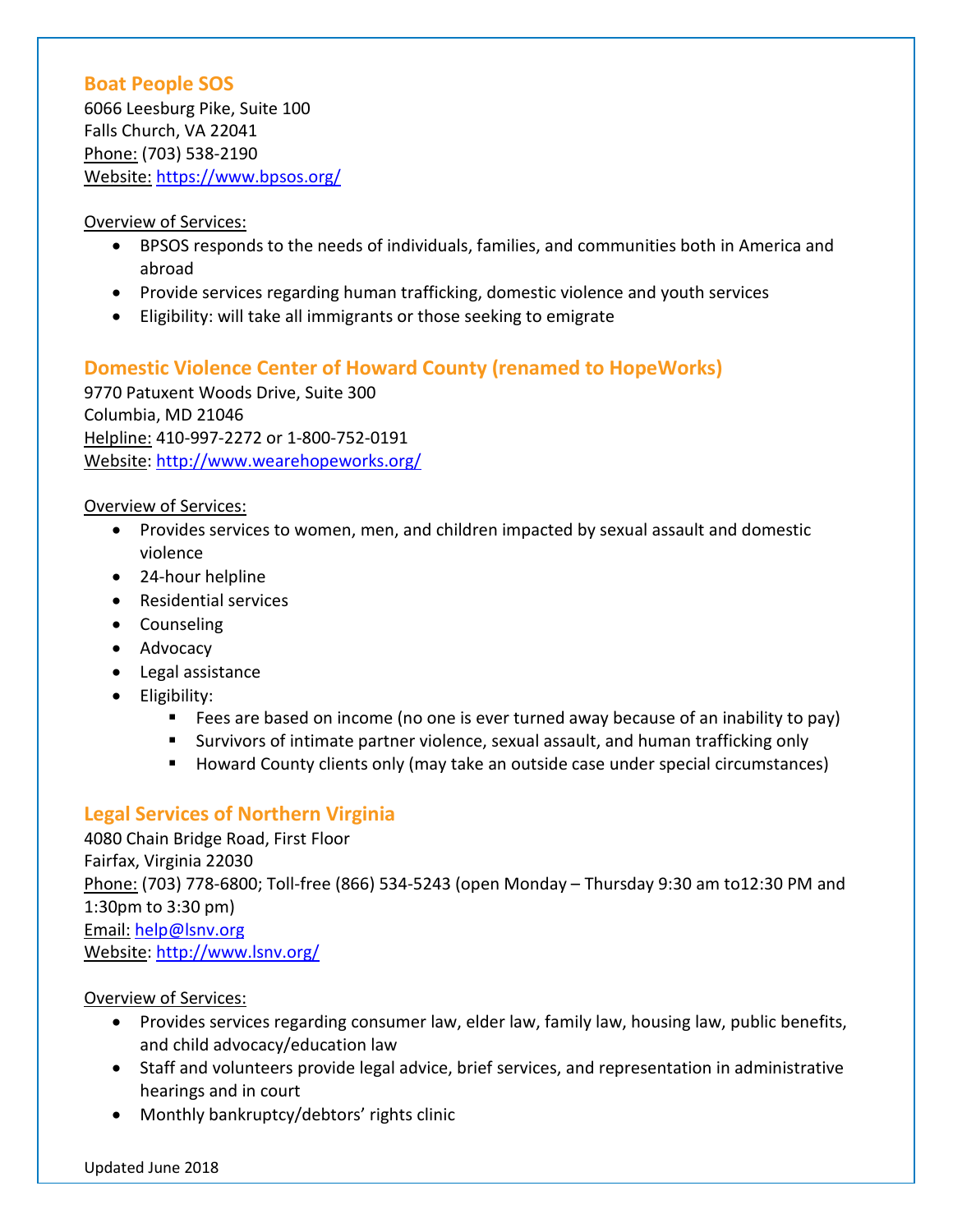## Boat People SOS

6066 Leesburg Pike, Suite 100
Falls Church, VA 22041
Phone: (703) 538-2190
Website: https://www.bpsos.org/

Overview of Services:

- BPSOS responds to the needs of individuals, families, and communities both in America and abroad
- Provide services regarding human trafficking, domestic violence and youth services
- Eligibility: will take all immigrants or those seeking to emigrate

## Domestic Violence Center of Howard County (renamed to HopeWorks)

9770 Patuxent Woods Drive, Suite 300
Columbia, MD 21046
Helpline: 410-997-2272 or 1-800-752-0191
Website: http://www.wearehopeworks.org/

Overview of Services:

- Provides services to women, men, and children impacted by sexual assault and domestic violence
- 24-hour helpline
- Residential services
- Counseling
- Advocacy
- Legal assistance
- Eligibility:
  - Fees are based on income (no one is ever turned away because of an inability to pay)
  - Survivors of intimate partner violence, sexual assault, and human trafficking only
  - Howard County clients only (may take an outside case under special circumstances)

## Legal Services of Northern Virginia

4080 Chain Bridge Road, First Floor
Fairfax, Virginia 22030
Phone: (703) 778-6800; Toll-free (866) 534-5243 (open Monday – Thursday 9:30 am to12:30 PM and 1:30pm to 3:30 pm)
Email: help@lsnv.org
Website: http://www.lsnv.org/

Overview of Services:

- Provides services regarding consumer law, elder law, family law, housing law, public benefits, and child advocacy/education law
- Staff and volunteers provide legal advice, brief services, and representation in administrative hearings and in court
- Monthly bankruptcy/debtors' rights clinic

Updated June 2018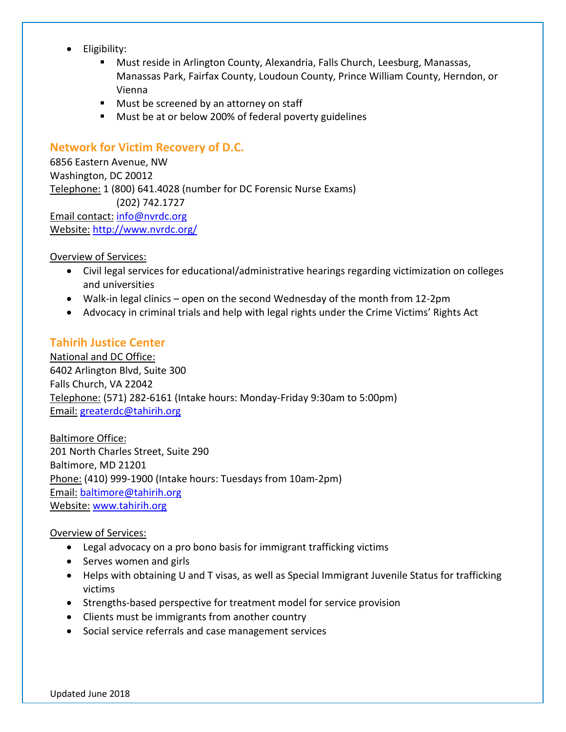- Eligibility:
  - Must reside in Arlington County, Alexandria, Falls Church, Leesburg, Manassas, Manassas Park, Fairfax County, Loudoun County, Prince William County, Herndon, or Vienna
  - Must be screened by an attorney on staff
  - Must be at or below 200% of federal poverty guidelines

## Network for Victim Recovery of D.C.

6856 Eastern Avenue, NW
Washington, DC 20012
Telephone: 1 (800) 641.4028 (number for DC Forensic Nurse Exams)
(202) 742.1727
Email contact: info@nvrdc.org
Website: http://www.nvrdc.org/

Overview of Services:

- Civil legal services for educational/administrative hearings regarding victimization on colleges and universities
- Walk-in legal clinics – open on the second Wednesday of the month from 12-2pm
- Advocacy in criminal trials and help with legal rights under the Crime Victims' Rights Act

## Tahirih Justice Center

National and DC Office:
6402 Arlington Blvd, Suite 300
Falls Church, VA 22042
Telephone: (571) 282-6161 (Intake hours: Monday-Friday 9:30am to 5:00pm)
Email: greaterdc@tahirih.org

Baltimore Office:
201 North Charles Street, Suite 290
Baltimore, MD 21201
Phone: (410) 999-1900 (Intake hours: Tuesdays from 10am-2pm)
Email: baltimore@tahirih.org
Website: www.tahirih.org

Overview of Services:

- Legal advocacy on a pro bono basis for immigrant trafficking victims
- Serves women and girls
- Helps with obtaining U and T visas, as well as Special Immigrant Juvenile Status for trafficking victims
- Strengths-based perspective for treatment model for service provision
- Clients must be immigrants from another country
- Social service referrals and case management services

Updated June 2018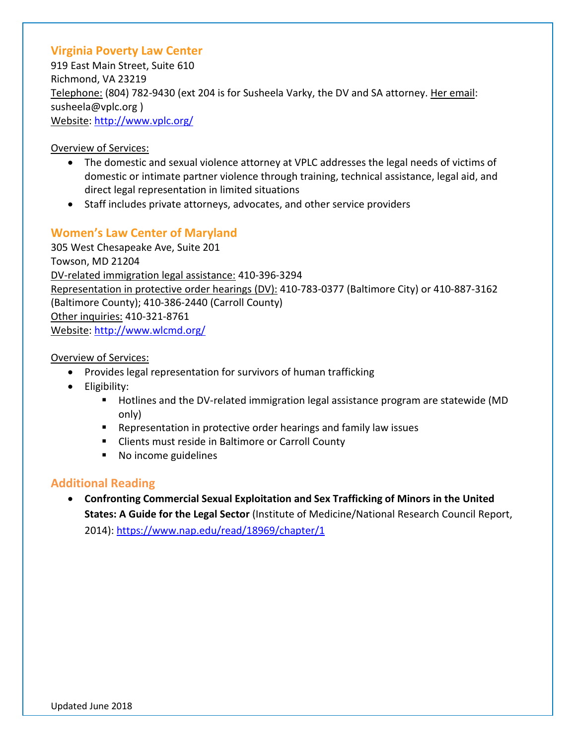### Virginia Poverty Law Center

919 East Main Street, Suite 610
Richmond, VA 23219
Telephone: (804) 782-9430 (ext 204 is for Susheela Varky, the DV and SA attorney. Her email: susheela@vplc.org )
Website: http://www.vplc.org/

Overview of Services:

- The domestic and sexual violence attorney at VPLC addresses the legal needs of victims of domestic or intimate partner violence through training, technical assistance, legal aid, and direct legal representation in limited situations
- Staff includes private attorneys, advocates, and other service providers

### Women's Law Center of Maryland

305 West Chesapeake Ave, Suite 201
Towson, MD 21204
DV-related immigration legal assistance: 410-396-3294
Representation in protective order hearings (DV): 410-783-0377 (Baltimore City) or 410-887-3162 (Baltimore County); 410-386-2440 (Carroll County)
Other inquiries: 410-321-8761
Website: http://www.wlcmd.org/

Overview of Services:

- Provides legal representation for survivors of human trafficking
- Eligibility:
    - Hotlines and the DV-related immigration legal assistance program are statewide (MD only)
    - Representation in protective order hearings and family law issues
    - Clients must reside in Baltimore or Carroll County
    - No income guidelines

### Additional Reading

- **Confronting Commercial Sexual Exploitation and Sex Trafficking of Minors in the United States: A Guide for the Legal Sector** (Institute of Medicine/National Research Council Report, 2014): https://www.nap.edu/read/18969/chapter/1

Updated June 2018